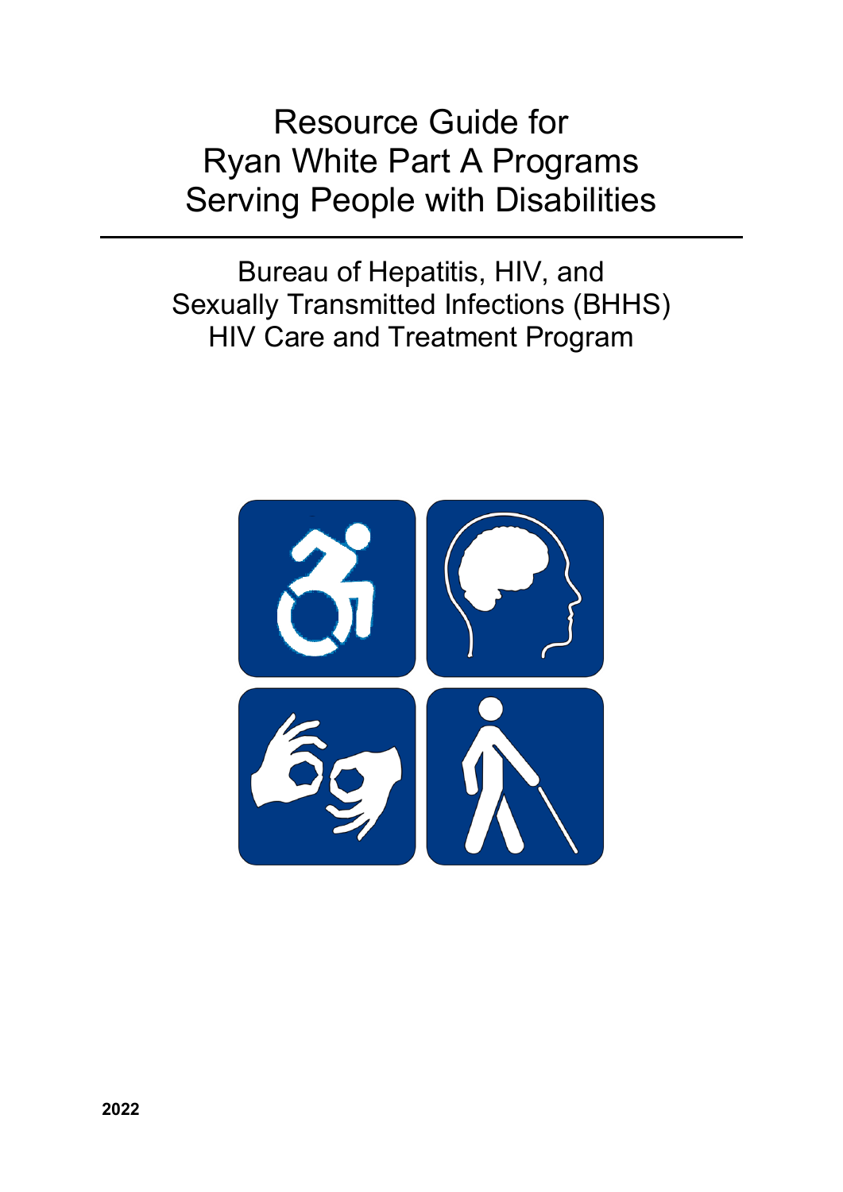# Resource Guide for Ryan White Part A Programs Serving People with Disabilities

Bureau of Hepatitis, HIV, and Sexually Transmitted Infections (BHHS)
HIV Care and Treatment Program

**2022**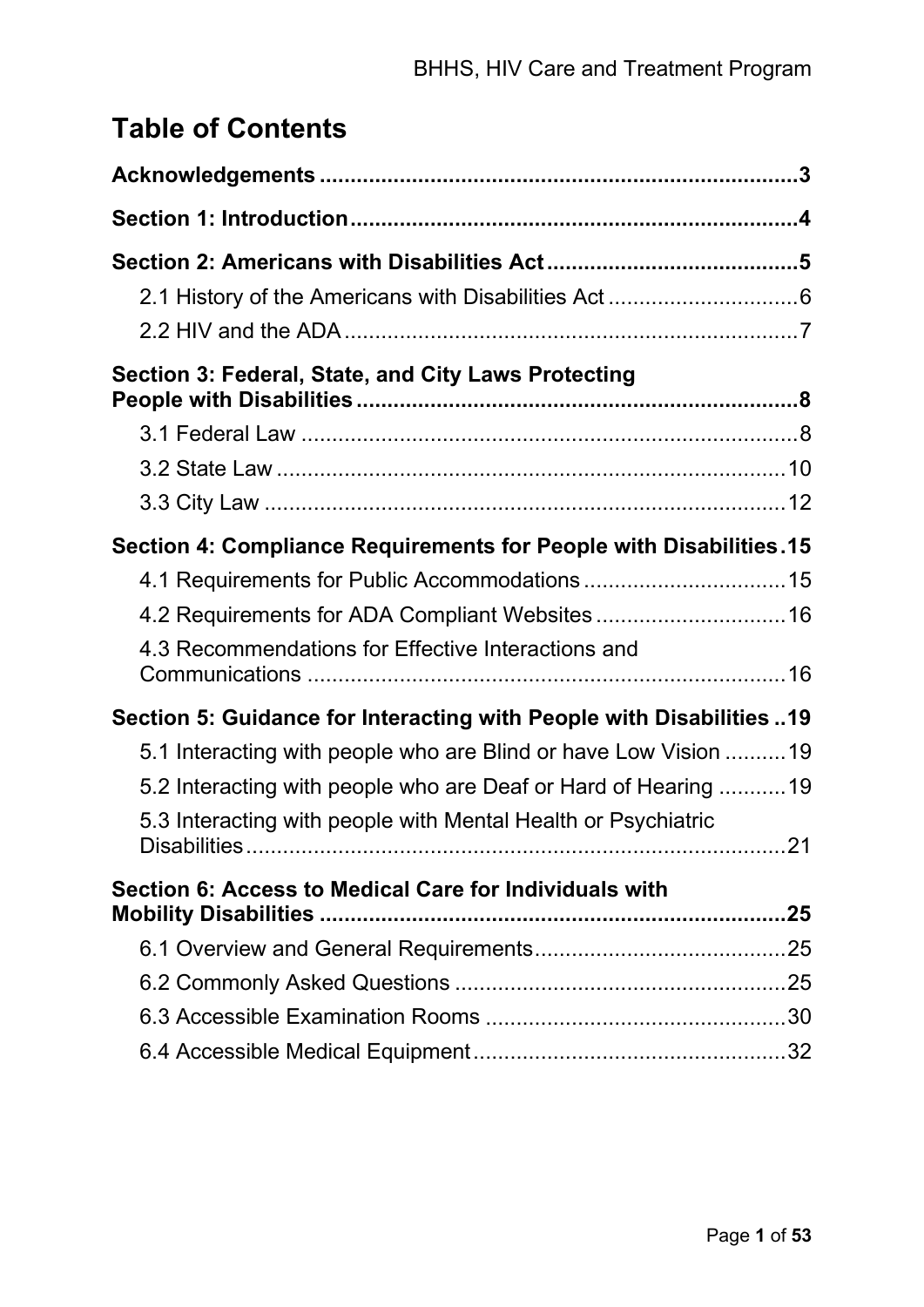# Table of Contents

**Acknowledgements** .......... **3**

**Section 1: Introduction** .......... **4**

**Section 2: Americans with Disabilities Act** .......... **5**

- 2.1 History of the Americans with Disabilities Act .......... 6
- 2.2 HIV and the ADA .......... 7

**Section 3: Federal, State, and City Laws Protecting People with Disabilities** .......... **8**

- 3.1 Federal Law .......... 8
- 3.2 State Law .......... 10
- 3.3 City Law .......... 12

**Section 4: Compliance Requirements for People with Disabilities** .......... **15**

- 4.1 Requirements for Public Accommodations .......... 15
- 4.2 Requirements for ADA Compliant Websites .......... 16
- 4.3 Recommendations for Effective Interactions and Communications .......... 16

**Section 5: Guidance for Interacting with People with Disabilities** .......... **19**

- 5.1 Interacting with people who are Blind or have Low Vision .......... 19
- 5.2 Interacting with people who are Deaf or Hard of Hearing .......... 19
- 5.3 Interacting with people with Mental Health or Psychiatric Disabilities .......... 21

**Section 6: Access to Medical Care for Individuals with Mobility Disabilities** .......... **25**

- 6.1 Overview and General Requirements .......... 25
- 6.2 Commonly Asked Questions .......... 25
- 6.3 Accessible Examination Rooms .......... 30
- 6.4 Accessible Medical Equipment .......... 32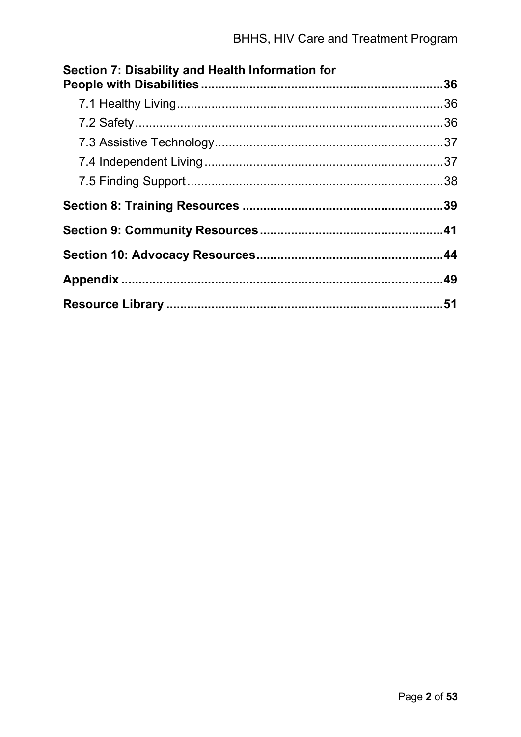**Section 7: Disability and Health Information for People with Disabilities** ..... **36**

- 7.1 Healthy Living ..... 36
- 7.2 Safety ..... 36
- 7.3 Assistive Technology ..... 37
- 7.4 Independent Living ..... 37
- 7.5 Finding Support ..... 38

**Section 8: Training Resources** ..... **39**

**Section 9: Community Resources** ..... **41**

**Section 10: Advocacy Resources** ..... **44**

**Appendix** ..... **49**

**Resource Library** ..... **51**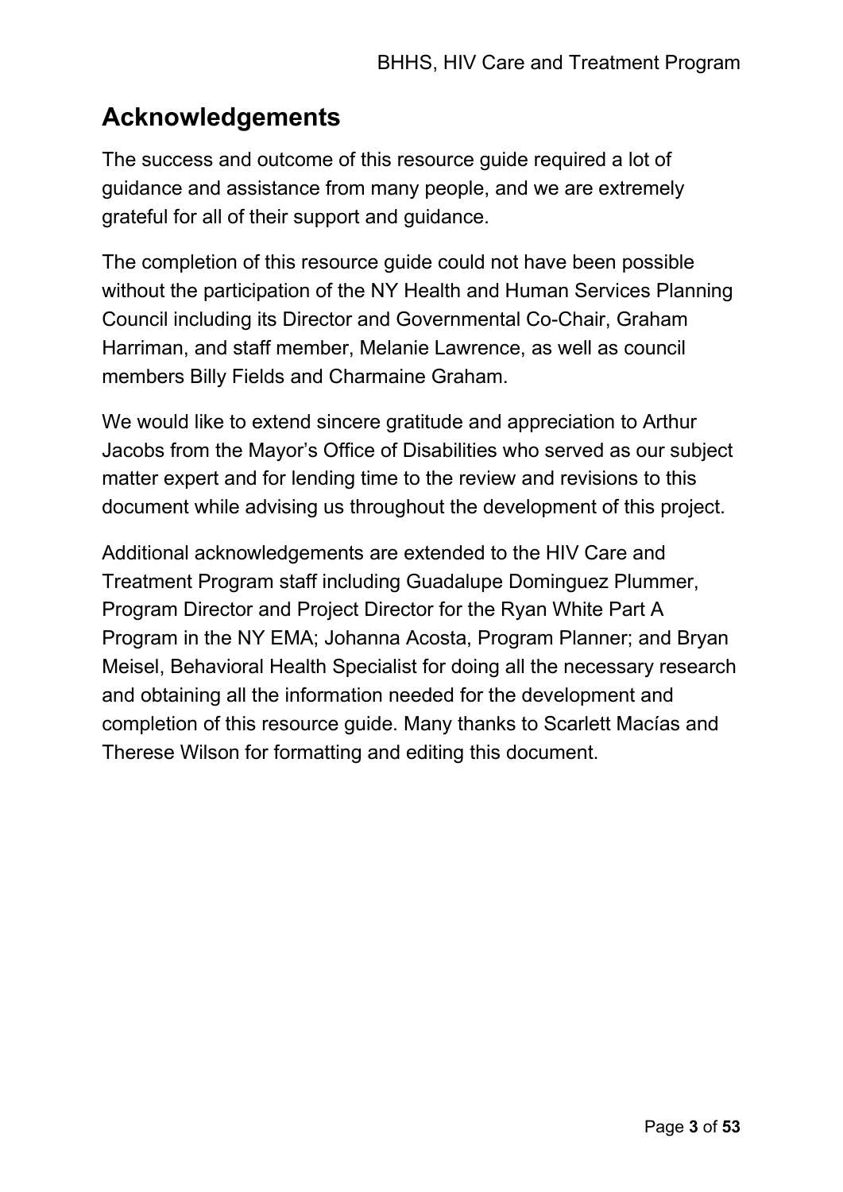## Acknowledgements

The success and outcome of this resource guide required a lot of guidance and assistance from many people, and we are extremely grateful for all of their support and guidance.

The completion of this resource guide could not have been possible without the participation of the NY Health and Human Services Planning Council including its Director and Governmental Co-Chair, Graham Harriman, and staff member, Melanie Lawrence, as well as council members Billy Fields and Charmaine Graham.

We would like to extend sincere gratitude and appreciation to Arthur Jacobs from the Mayor's Office of Disabilities who served as our subject matter expert and for lending time to the review and revisions to this document while advising us throughout the development of this project.

Additional acknowledgements are extended to the HIV Care and Treatment Program staff including Guadalupe Dominguez Plummer, Program Director and Project Director for the Ryan White Part A Program in the NY EMA; Johanna Acosta, Program Planner; and Bryan Meisel, Behavioral Health Specialist for doing all the necessary research and obtaining all the information needed for the development and completion of this resource guide. Many thanks to Scarlett Macías and Therese Wilson for formatting and editing this document.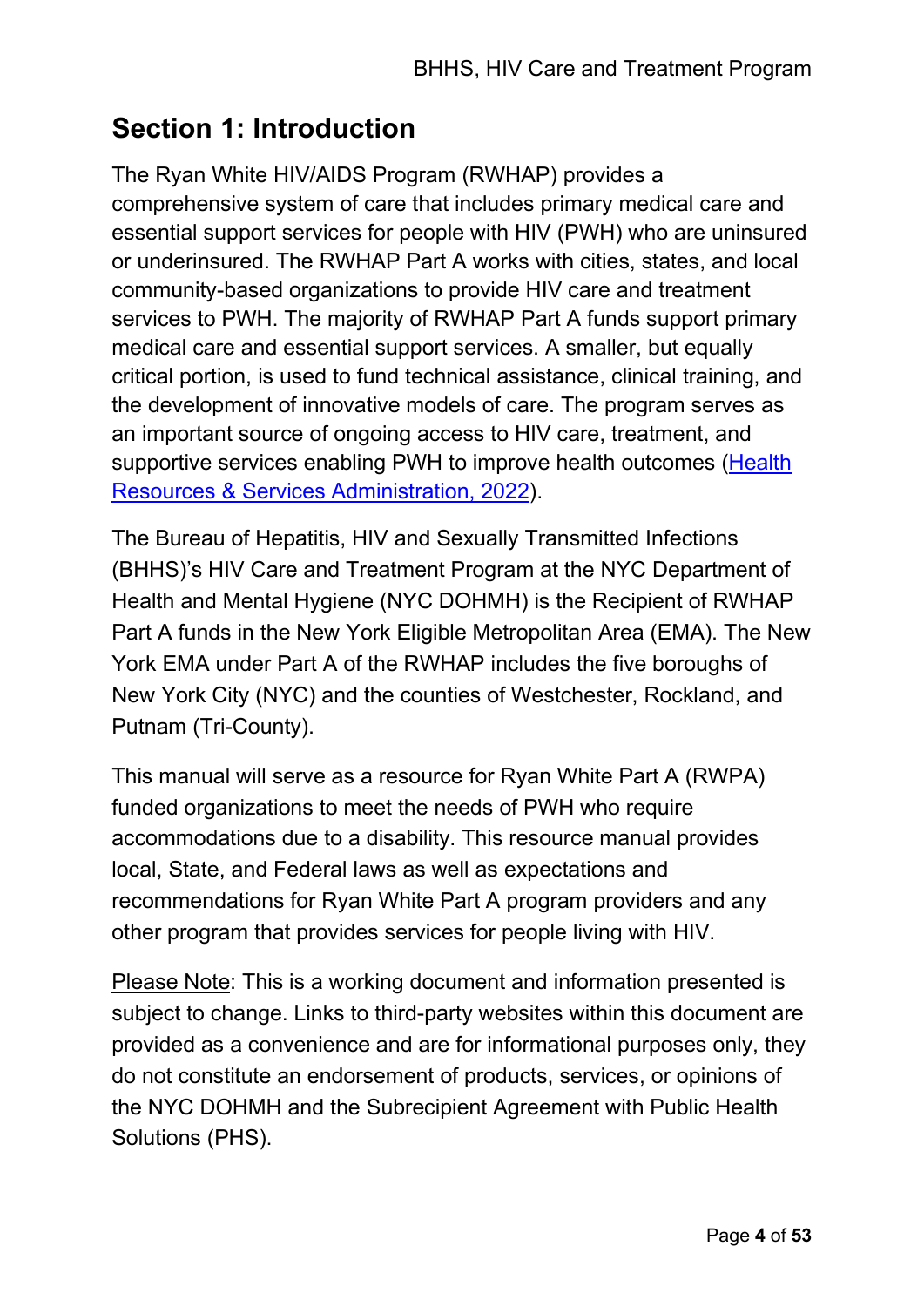## Section 1: Introduction

The Ryan White HIV/AIDS Program (RWHAP) provides a comprehensive system of care that includes primary medical care and essential support services for people with HIV (PWH) who are uninsured or underinsured. The RWHAP Part A works with cities, states, and local community-based organizations to provide HIV care and treatment services to PWH. The majority of RWHAP Part A funds support primary medical care and essential support services. A smaller, but equally critical portion, is used to fund technical assistance, clinical training, and the development of innovative models of care. The program serves as an important source of ongoing access to HIV care, treatment, and supportive services enabling PWH to improve health outcomes (Health Resources & Services Administration, 2022).

The Bureau of Hepatitis, HIV and Sexually Transmitted Infections (BHHS)'s HIV Care and Treatment Program at the NYC Department of Health and Mental Hygiene (NYC DOHMH) is the Recipient of RWHAP Part A funds in the New York Eligible Metropolitan Area (EMA). The New York EMA under Part A of the RWHAP includes the five boroughs of New York City (NYC) and the counties of Westchester, Rockland, and Putnam (Tri-County).

This manual will serve as a resource for Ryan White Part A (RWPA) funded organizations to meet the needs of PWH who require accommodations due to a disability. This resource manual provides local, State, and Federal laws as well as expectations and recommendations for Ryan White Part A program providers and any other program that provides services for people living with HIV.

Please Note: This is a working document and information presented is subject to change. Links to third-party websites within this document are provided as a convenience and are for informational purposes only, they do not constitute an endorsement of products, services, or opinions of the NYC DOHMH and the Subrecipient Agreement with Public Health Solutions (PHS).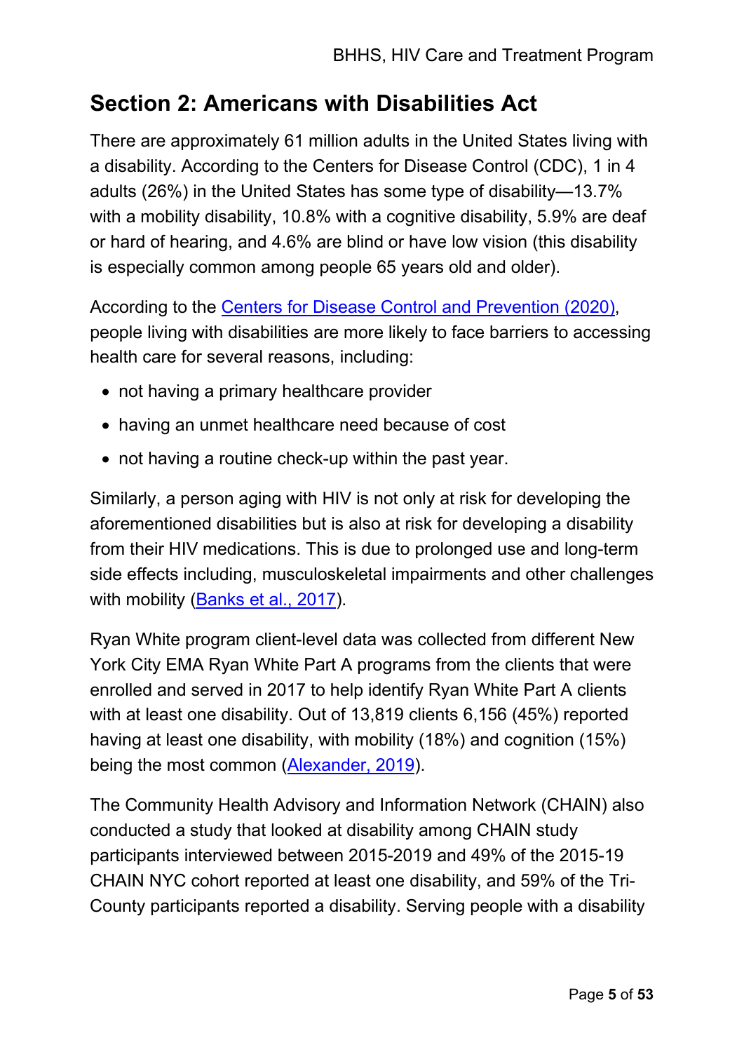## Section 2: Americans with Disabilities Act

There are approximately 61 million adults in the United States living with a disability. According to the Centers for Disease Control (CDC), 1 in 4 adults (26%) in the United States has some type of disability—13.7% with a mobility disability, 10.8% with a cognitive disability, 5.9% are deaf or hard of hearing, and 4.6% are blind or have low vision (this disability is especially common among people 65 years old and older).

According to the Centers for Disease Control and Prevention (2020), people living with disabilities are more likely to face barriers to accessing health care for several reasons, including:

- not having a primary healthcare provider
- having an unmet healthcare need because of cost
- not having a routine check-up within the past year.

Similarly, a person aging with HIV is not only at risk for developing the aforementioned disabilities but is also at risk for developing a disability from their HIV medications. This is due to prolonged use and long-term side effects including, musculoskeletal impairments and other challenges with mobility (Banks et al., 2017).

Ryan White program client-level data was collected from different New York City EMA Ryan White Part A programs from the clients that were enrolled and served in 2017 to help identify Ryan White Part A clients with at least one disability. Out of 13,819 clients 6,156 (45%) reported having at least one disability, with mobility (18%) and cognition (15%) being the most common (Alexander, 2019).

The Community Health Advisory and Information Network (CHAIN) also conducted a study that looked at disability among CHAIN study participants interviewed between 2015-2019 and 49% of the 2015-19 CHAIN NYC cohort reported at least one disability, and 59% of the Tri-County participants reported a disability. Serving people with a disability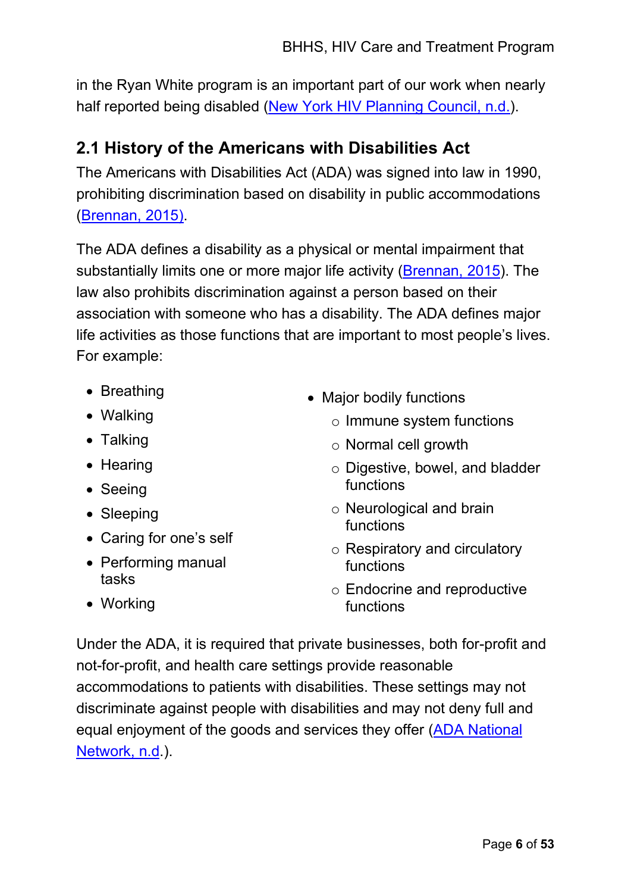in the Ryan White program is an important part of our work when nearly half reported being disabled ([New York HIV Planning Council, n.d.](#)).

## 2.1 History of the Americans with Disabilities Act

The Americans with Disabilities Act (ADA) was signed into law in 1990, prohibiting discrimination based on disability in public accommodations ([Brennan, 2015)](#).

The ADA defines a disability as a physical or mental impairment that substantially limits one or more major life activity ([Brennan, 2015](#)). The law also prohibits discrimination against a person based on their association with someone who has a disability. The ADA defines major life activities as those functions that are important to most people's lives. For example:

- Breathing
- Walking
- Talking
- Hearing
- Seeing
- Sleeping
- Caring for one's self
- Performing manual tasks
- Working
- Major bodily functions
  - Immune system functions
  - Normal cell growth
  - Digestive, bowel, and bladder functions
  - Neurological and brain functions
  - Respiratory and circulatory functions
  - Endocrine and reproductive functions

Under the ADA, it is required that private businesses, both for-profit and not-for-profit, and health care settings provide reasonable accommodations to patients with disabilities. These settings may not discriminate against people with disabilities and may not deny full and equal enjoyment of the goods and services they offer ([ADA National Network, n.d](#).).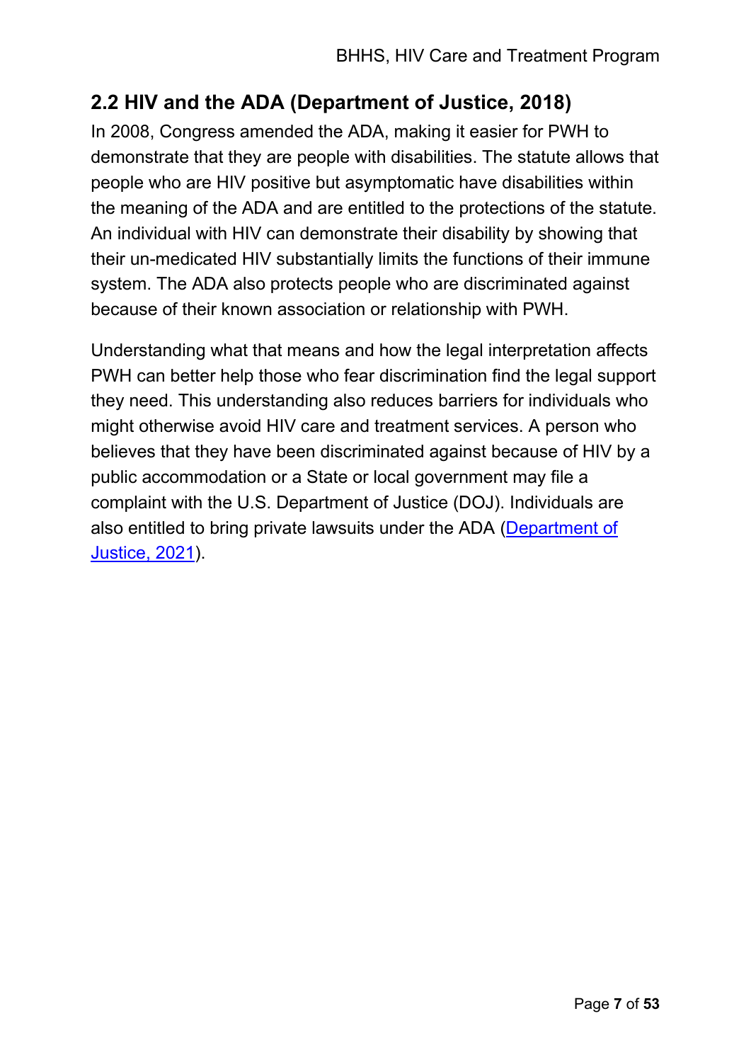## 2.2 HIV and the ADA (Department of Justice, 2018)

In 2008, Congress amended the ADA, making it easier for PWH to demonstrate that they are people with disabilities. The statute allows that people who are HIV positive but asymptomatic have disabilities within the meaning of the ADA and are entitled to the protections of the statute. An individual with HIV can demonstrate their disability by showing that their un-medicated HIV substantially limits the functions of their immune system. The ADA also protects people who are discriminated against because of their known association or relationship with PWH.

Understanding what that means and how the legal interpretation affects PWH can better help those who fear discrimination find the legal support they need. This understanding also reduces barriers for individuals who might otherwise avoid HIV care and treatment services. A person who believes that they have been discriminated against because of HIV by a public accommodation or a State or local government may file a complaint with the U.S. Department of Justice (DOJ). Individuals are also entitled to bring private lawsuits under the ADA (Department of Justice, 2021).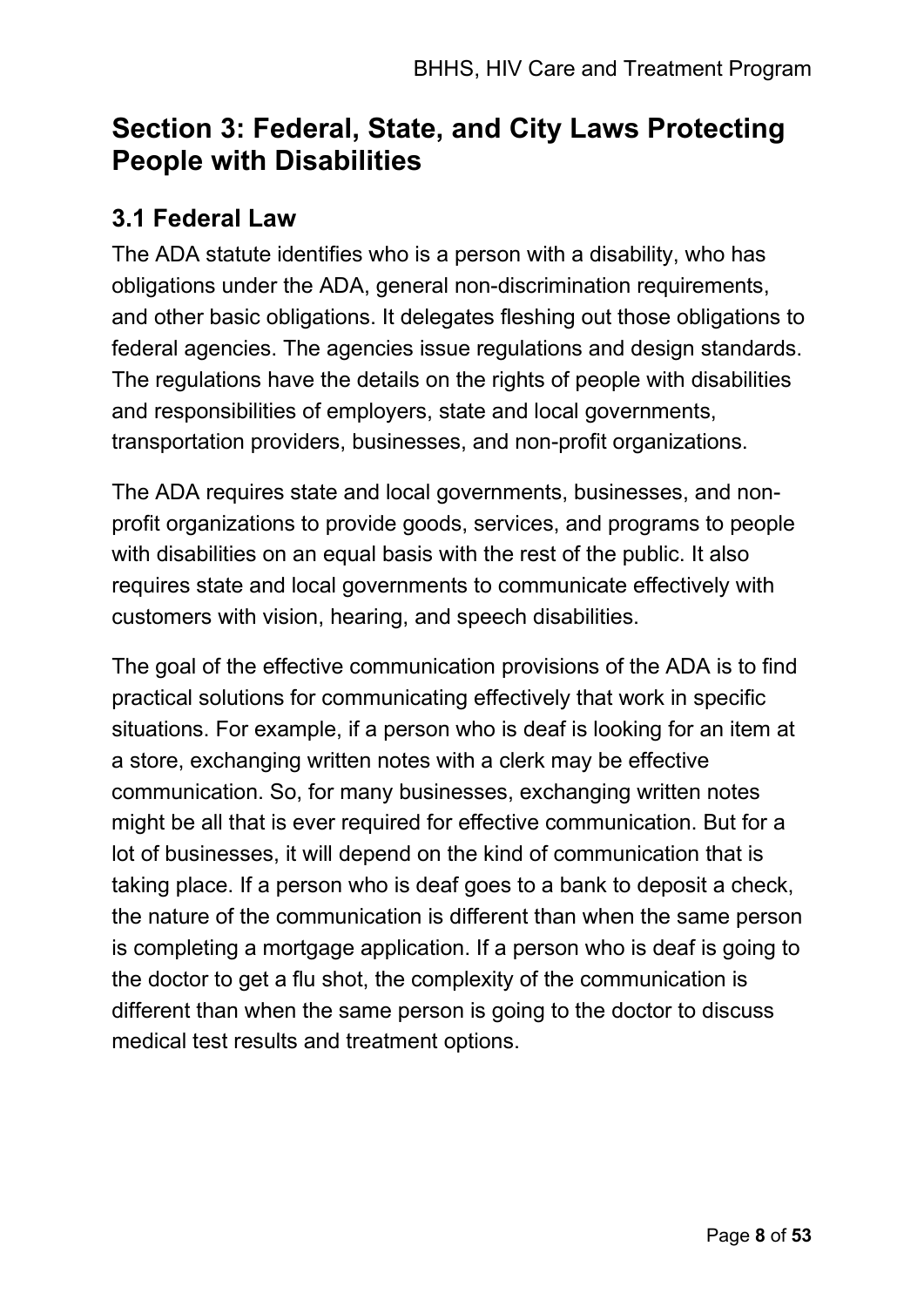## Section 3: Federal, State, and City Laws Protecting People with Disabilities

### 3.1 Federal Law

The ADA statute identifies who is a person with a disability, who has obligations under the ADA, general non-discrimination requirements, and other basic obligations. It delegates fleshing out those obligations to federal agencies. The agencies issue regulations and design standards. The regulations have the details on the rights of people with disabilities and responsibilities of employers, state and local governments, transportation providers, businesses, and non-profit organizations.

The ADA requires state and local governments, businesses, and non-profit organizations to provide goods, services, and programs to people with disabilities on an equal basis with the rest of the public. It also requires state and local governments to communicate effectively with customers with vision, hearing, and speech disabilities.

The goal of the effective communication provisions of the ADA is to find practical solutions for communicating effectively that work in specific situations. For example, if a person who is deaf is looking for an item at a store, exchanging written notes with a clerk may be effective communication. So, for many businesses, exchanging written notes might be all that is ever required for effective communication. But for a lot of businesses, it will depend on the kind of communication that is taking place. If a person who is deaf goes to a bank to deposit a check, the nature of the communication is different than when the same person is completing a mortgage application. If a person who is deaf is going to the doctor to get a flu shot, the complexity of the communication is different than when the same person is going to the doctor to discuss medical test results and treatment options.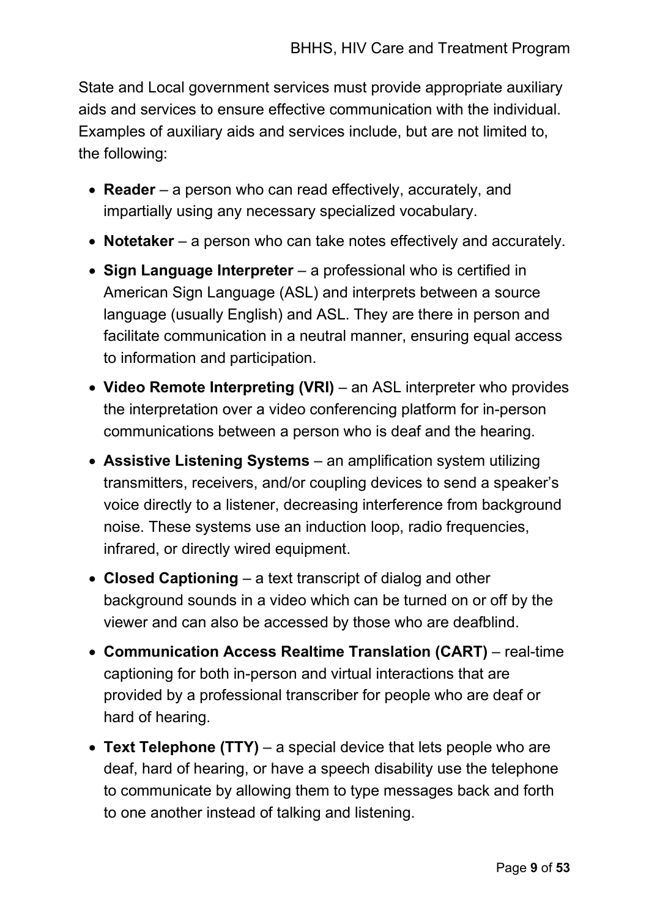State and Local government services must provide appropriate auxiliary aids and services to ensure effective communication with the individual. Examples of auxiliary aids and services include, but are not limited to, the following:

- **Reader** – a person who can read effectively, accurately, and impartially using any necessary specialized vocabulary.
- **Notetaker** – a person who can take notes effectively and accurately.
- **Sign Language Interpreter** – a professional who is certified in American Sign Language (ASL) and interprets between a source language (usually English) and ASL. They are there in person and facilitate communication in a neutral manner, ensuring equal access to information and participation.
- **Video Remote Interpreting (VRI)** – an ASL interpreter who provides the interpretation over a video conferencing platform for in-person communications between a person who is deaf and the hearing.
- **Assistive Listening Systems** – an amplification system utilizing transmitters, receivers, and/or coupling devices to send a speaker's voice directly to a listener, decreasing interference from background noise. These systems use an induction loop, radio frequencies, infrared, or directly wired equipment.
- **Closed Captioning** – a text transcript of dialog and other background sounds in a video which can be turned on or off by the viewer and can also be accessed by those who are deafblind.
- **Communication Access Realtime Translation (CART)** – real-time captioning for both in-person and virtual interactions that are provided by a professional transcriber for people who are deaf or hard of hearing.
- **Text Telephone (TTY)** – a special device that lets people who are deaf, hard of hearing, or have a speech disability use the telephone to communicate by allowing them to type messages back and forth to one another instead of talking and listening.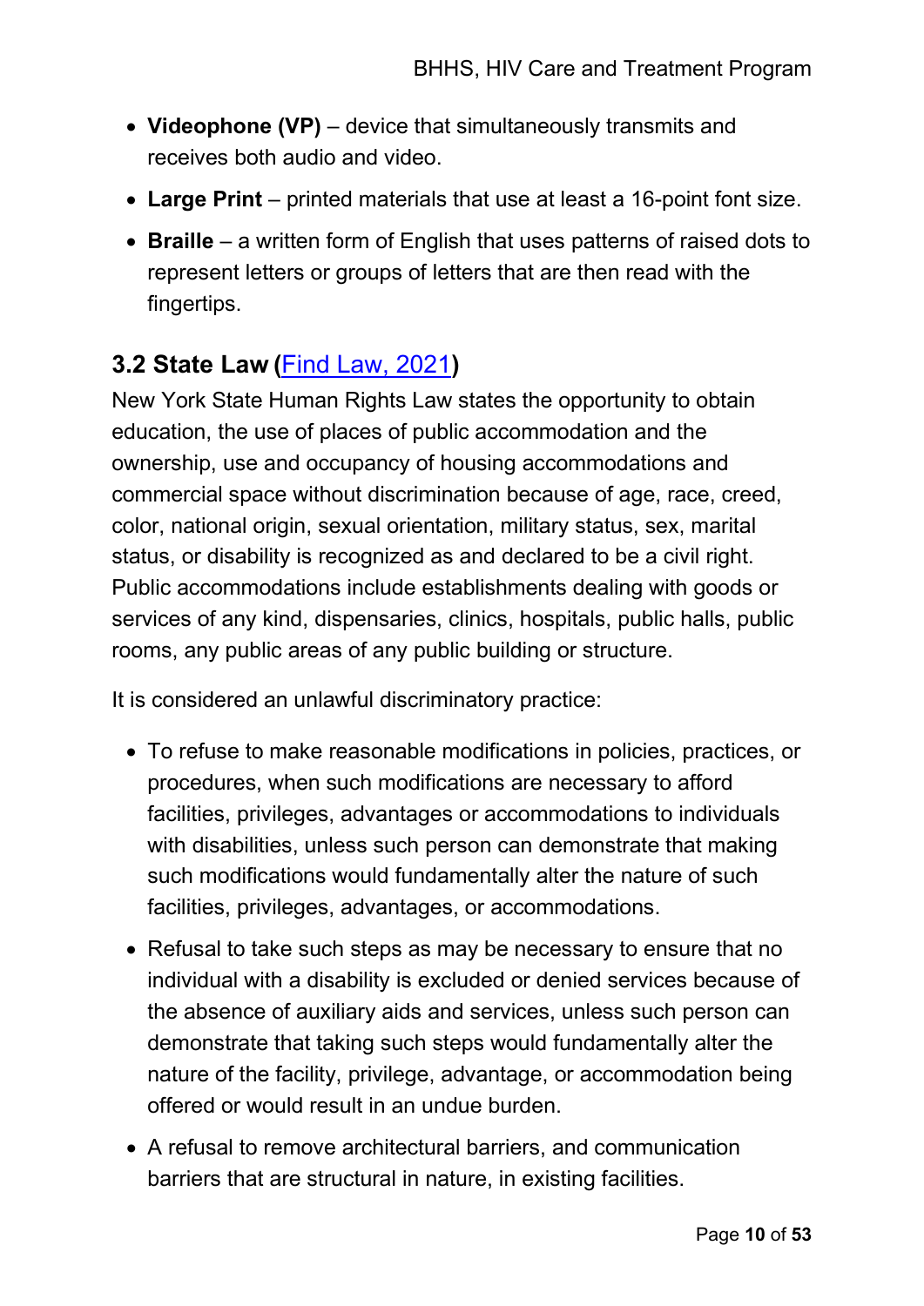- **Videophone (VP)** – device that simultaneously transmits and receives both audio and video.
- **Large Print** – printed materials that use at least a 16-point font size.
- **Braille** – a written form of English that uses patterns of raised dots to represent letters or groups of letters that are then read with the fingertips.

## 3.2 State Law ([Find Law, 2021])

New York State Human Rights Law states the opportunity to obtain education, the use of places of public accommodation and the ownership, use and occupancy of housing accommodations and commercial space without discrimination because of age, race, creed, color, national origin, sexual orientation, military status, sex, marital status, or disability is recognized as and declared to be a civil right. Public accommodations include establishments dealing with goods or services of any kind, dispensaries, clinics, hospitals, public halls, public rooms, any public areas of any public building or structure.

It is considered an unlawful discriminatory practice:

- To refuse to make reasonable modifications in policies, practices, or procedures, when such modifications are necessary to afford facilities, privileges, advantages or accommodations to individuals with disabilities, unless such person can demonstrate that making such modifications would fundamentally alter the nature of such facilities, privileges, advantages, or accommodations.
- Refusal to take such steps as may be necessary to ensure that no individual with a disability is excluded or denied services because of the absence of auxiliary aids and services, unless such person can demonstrate that taking such steps would fundamentally alter the nature of the facility, privilege, advantage, or accommodation being offered or would result in an undue burden.
- A refusal to remove architectural barriers, and communication barriers that are structural in nature, in existing facilities.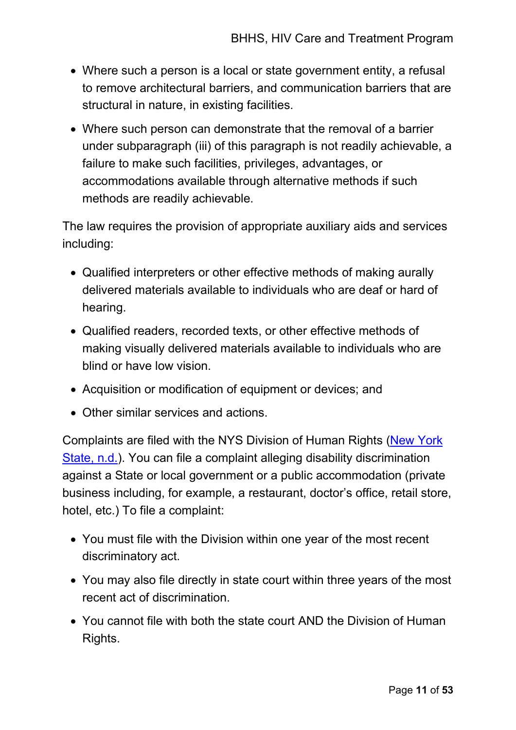- Where such a person is a local or state government entity, a refusal to remove architectural barriers, and communication barriers that are structural in nature, in existing facilities.
- Where such person can demonstrate that the removal of a barrier under subparagraph (iii) of this paragraph is not readily achievable, a failure to make such facilities, privileges, advantages, or accommodations available through alternative methods if such methods are readily achievable.

The law requires the provision of appropriate auxiliary aids and services including:

- Qualified interpreters or other effective methods of making aurally delivered materials available to individuals who are deaf or hard of hearing.
- Qualified readers, recorded texts, or other effective methods of making visually delivered materials available to individuals who are blind or have low vision.
- Acquisition or modification of equipment or devices; and
- Other similar services and actions.

Complaints are filed with the NYS Division of Human Rights (New York State, n.d.). You can file a complaint alleging disability discrimination against a State or local government or a public accommodation (private business including, for example, a restaurant, doctor's office, retail store, hotel, etc.) To file a complaint:

- You must file with the Division within one year of the most recent discriminatory act.
- You may also file directly in state court within three years of the most recent act of discrimination.
- You cannot file with both the state court AND the Division of Human Rights.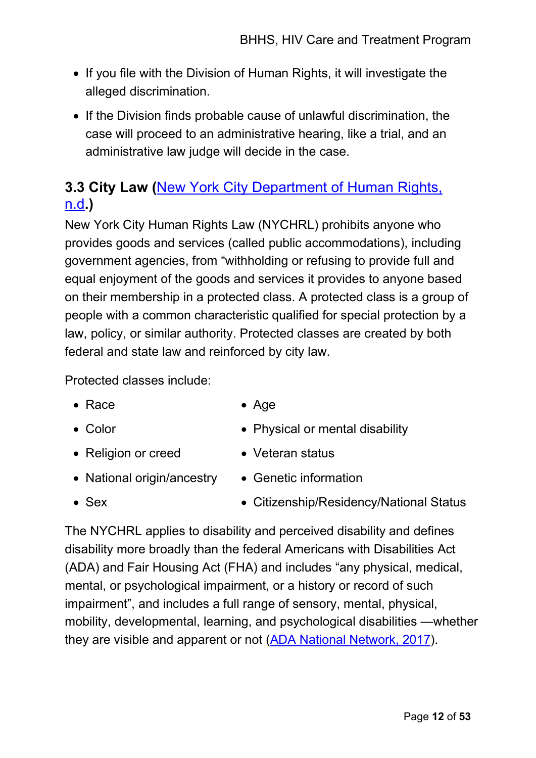- If you file with the Division of Human Rights, it will investigate the alleged discrimination.
- If the Division finds probable cause of unlawful discrimination, the case will proceed to an administrative hearing, like a trial, and an administrative law judge will decide in the case.

### 3.3 City Law (New York City Department of Human Rights, n.d.)

New York City Human Rights Law (NYCHRL) prohibits anyone who provides goods and services (called public accommodations), including government agencies, from "withholding or refusing to provide full and equal enjoyment of the goods and services it provides to anyone based on their membership in a protected class. A protected class is a group of people with a common characteristic qualified for special protection by a law, policy, or similar authority. Protected classes are created by both federal and state law and reinforced by city law.

Protected classes include:

- Race
- Color
- Religion or creed
- National origin/ancestry
- Sex
- Age
- Physical or mental disability
- Veteran status
- Genetic information
- Citizenship/Residency/National Status

The NYCHRL applies to disability and perceived disability and defines disability more broadly than the federal Americans with Disabilities Act (ADA) and Fair Housing Act (FHA) and includes "any physical, medical, mental, or psychological impairment, or a history or record of such impairment", and includes a full range of sensory, mental, physical, mobility, developmental, learning, and psychological disabilities —whether they are visible and apparent or not (ADA National Network, 2017).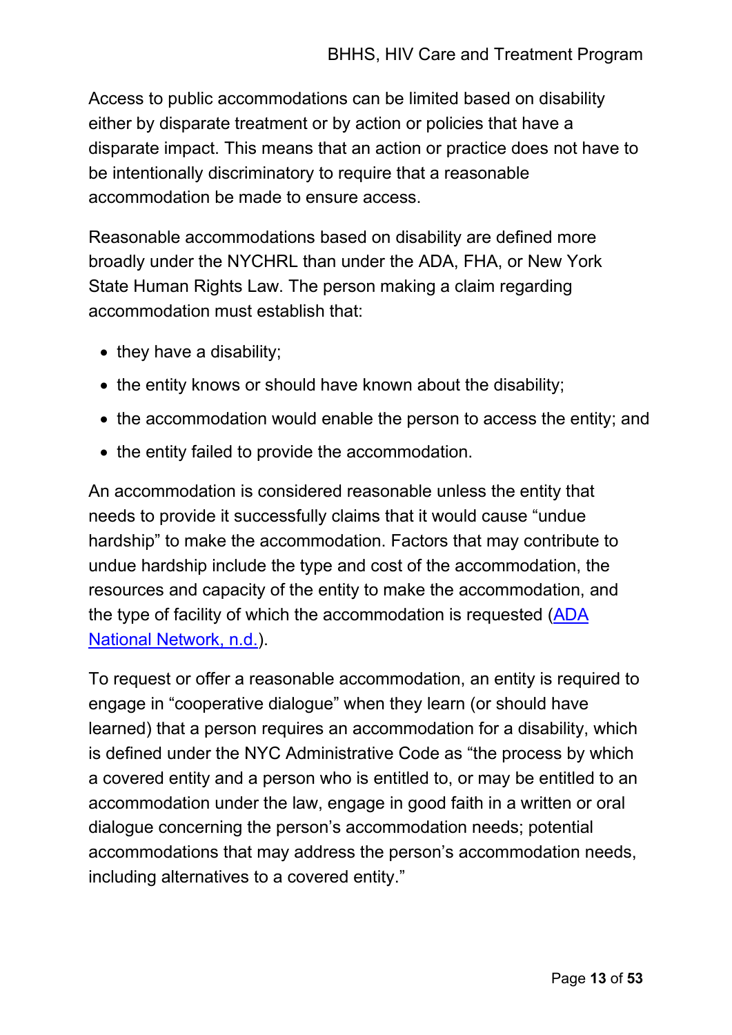Access to public accommodations can be limited based on disability either by disparate treatment or by action or policies that have a disparate impact. This means that an action or practice does not have to be intentionally discriminatory to require that a reasonable accommodation be made to ensure access.

Reasonable accommodations based on disability are defined more broadly under the NYCHRL than under the ADA, FHA, or New York State Human Rights Law. The person making a claim regarding accommodation must establish that:

- they have a disability;
- the entity knows or should have known about the disability;
- the accommodation would enable the person to access the entity; and
- the entity failed to provide the accommodation.

An accommodation is considered reasonable unless the entity that needs to provide it successfully claims that it would cause "undue hardship" to make the accommodation. Factors that may contribute to undue hardship include the type and cost of the accommodation, the resources and capacity of the entity to make the accommodation, and the type of facility of which the accommodation is requested (ADA National Network, n.d.).

To request or offer a reasonable accommodation, an entity is required to engage in "cooperative dialogue" when they learn (or should have learned) that a person requires an accommodation for a disability, which is defined under the NYC Administrative Code as "the process by which a covered entity and a person who is entitled to, or may be entitled to an accommodation under the law, engage in good faith in a written or oral dialogue concerning the person's accommodation needs; potential accommodations that may address the person's accommodation needs, including alternatives to a covered entity."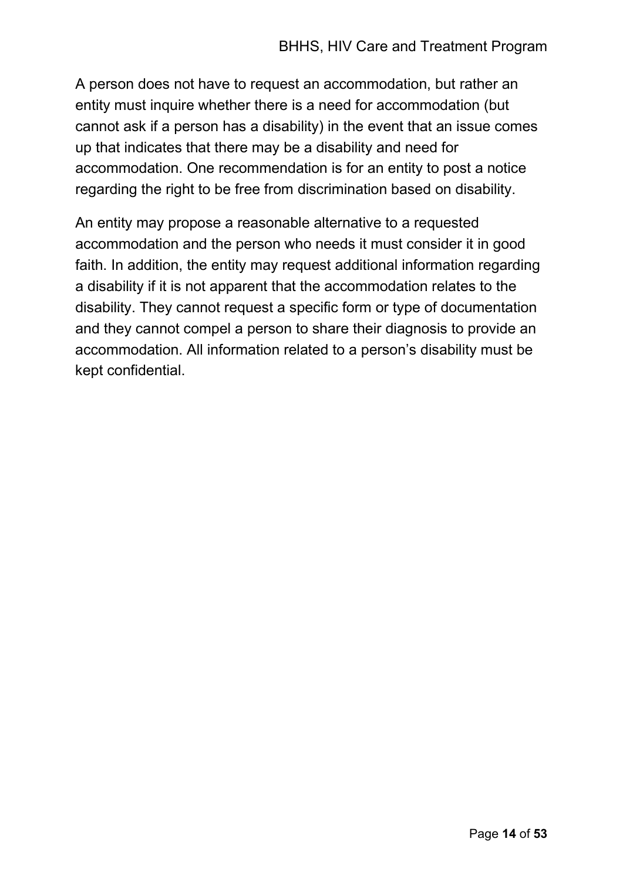A person does not have to request an accommodation, but rather an entity must inquire whether there is a need for accommodation (but cannot ask if a person has a disability) in the event that an issue comes up that indicates that there may be a disability and need for accommodation. One recommendation is for an entity to post a notice regarding the right to be free from discrimination based on disability.

An entity may propose a reasonable alternative to a requested accommodation and the person who needs it must consider it in good faith. In addition, the entity may request additional information regarding a disability if it is not apparent that the accommodation relates to the disability. They cannot request a specific form or type of documentation and they cannot compel a person to share their diagnosis to provide an accommodation. All information related to a person's disability must be kept confidential.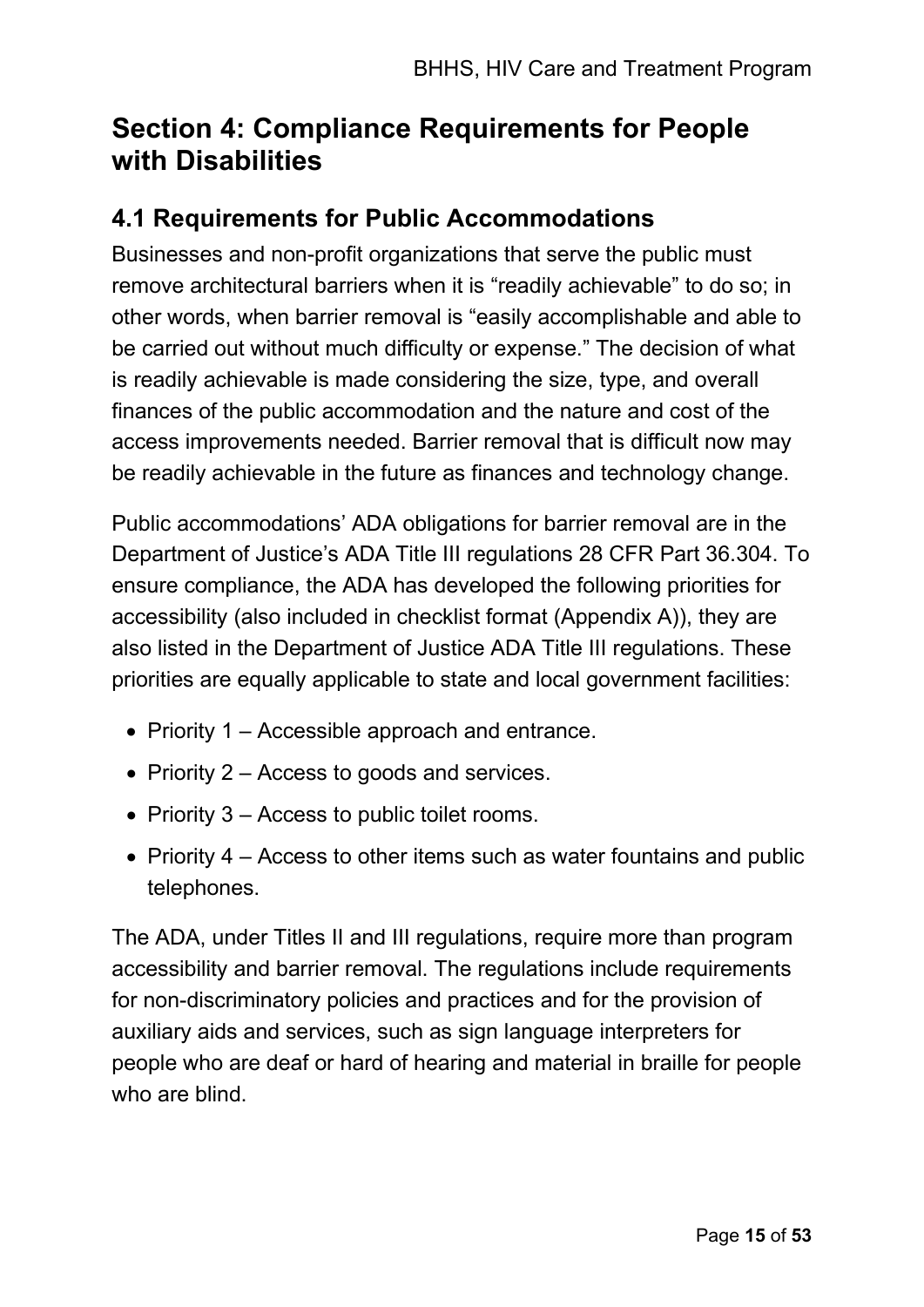# Section 4: Compliance Requirements for People with Disabilities

## 4.1 Requirements for Public Accommodations

Businesses and non-profit organizations that serve the public must remove architectural barriers when it is "readily achievable" to do so; in other words, when barrier removal is "easily accomplishable and able to be carried out without much difficulty or expense." The decision of what is readily achievable is made considering the size, type, and overall finances of the public accommodation and the nature and cost of the access improvements needed. Barrier removal that is difficult now may be readily achievable in the future as finances and technology change.

Public accommodations' ADA obligations for barrier removal are in the Department of Justice's ADA Title III regulations 28 CFR Part 36.304. To ensure compliance, the ADA has developed the following priorities for accessibility (also included in checklist format (Appendix A)), they are also listed in the Department of Justice ADA Title III regulations. These priorities are equally applicable to state and local government facilities:

- Priority 1 – Accessible approach and entrance.
- Priority 2 – Access to goods and services.
- Priority 3 – Access to public toilet rooms.
- Priority 4 – Access to other items such as water fountains and public telephones.

The ADA, under Titles II and III regulations, require more than program accessibility and barrier removal. The regulations include requirements for non-discriminatory policies and practices and for the provision of auxiliary aids and services, such as sign language interpreters for people who are deaf or hard of hearing and material in braille for people who are blind.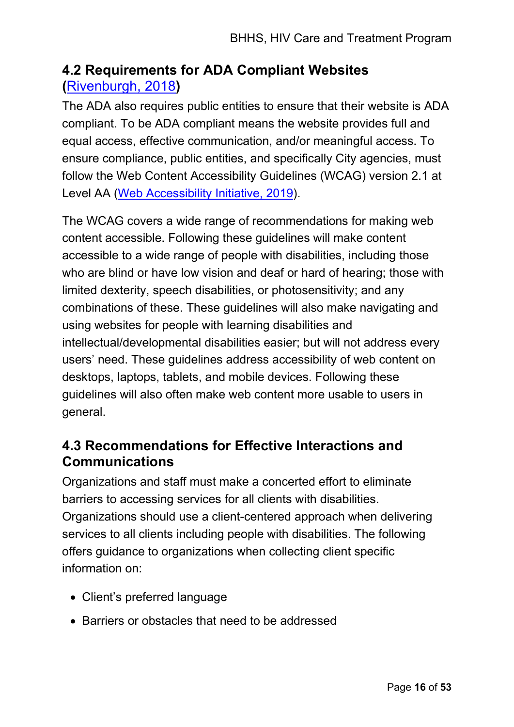## 4.2 Requirements for ADA Compliant Websites (Rivenburgh, 2018)

The ADA also requires public entities to ensure that their website is ADA compliant. To be ADA compliant means the website provides full and equal access, effective communication, and/or meaningful access. To ensure compliance, public entities, and specifically City agencies, must follow the Web Content Accessibility Guidelines (WCAG) version 2.1 at Level AA (Web Accessibility Initiative, 2019).

The WCAG covers a wide range of recommendations for making web content accessible. Following these guidelines will make content accessible to a wide range of people with disabilities, including those who are blind or have low vision and deaf or hard of hearing; those with limited dexterity, speech disabilities, or photosensitivity; and any combinations of these. These guidelines will also make navigating and using websites for people with learning disabilities and intellectual/developmental disabilities easier; but will not address every users' need. These guidelines address accessibility of web content on desktops, laptops, tablets, and mobile devices. Following these guidelines will also often make web content more usable to users in general.

## 4.3 Recommendations for Effective Interactions and Communications

Organizations and staff must make a concerted effort to eliminate barriers to accessing services for all clients with disabilities. Organizations should use a client-centered approach when delivering services to all clients including people with disabilities. The following offers guidance to organizations when collecting client specific information on:

- Client's preferred language
- Barriers or obstacles that need to be addressed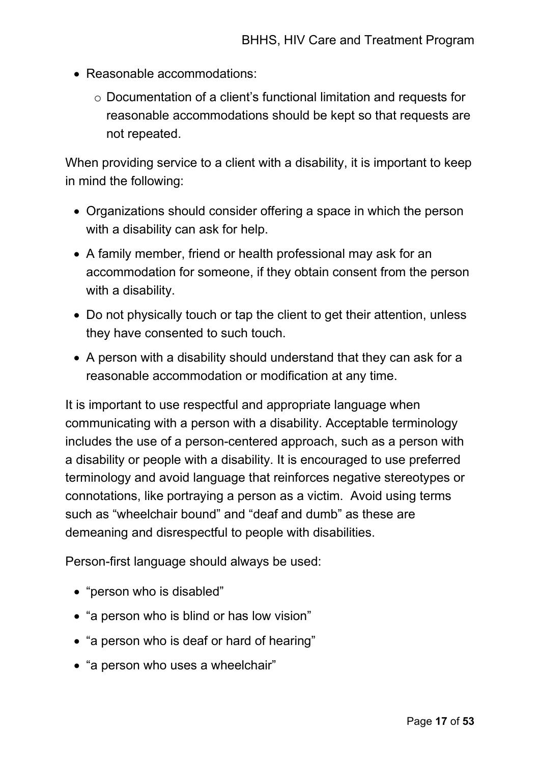- Reasonable accommodations:
  - Documentation of a client's functional limitation and requests for reasonable accommodations should be kept so that requests are not repeated.

When providing service to a client with a disability, it is important to keep in mind the following:

- Organizations should consider offering a space in which the person with a disability can ask for help.
- A family member, friend or health professional may ask for an accommodation for someone, if they obtain consent from the person with a disability.
- Do not physically touch or tap the client to get their attention, unless they have consented to such touch.
- A person with a disability should understand that they can ask for a reasonable accommodation or modification at any time.

It is important to use respectful and appropriate language when communicating with a person with a disability. Acceptable terminology includes the use of a person-centered approach, such as a person with a disability or people with a disability. It is encouraged to use preferred terminology and avoid language that reinforces negative stereotypes or connotations, like portraying a person as a victim. Avoid using terms such as "wheelchair bound" and "deaf and dumb" as these are demeaning and disrespectful to people with disabilities.

Person-first language should always be used:

- "person who is disabled"
- "a person who is blind or has low vision"
- "a person who is deaf or hard of hearing"
- "a person who uses a wheelchair"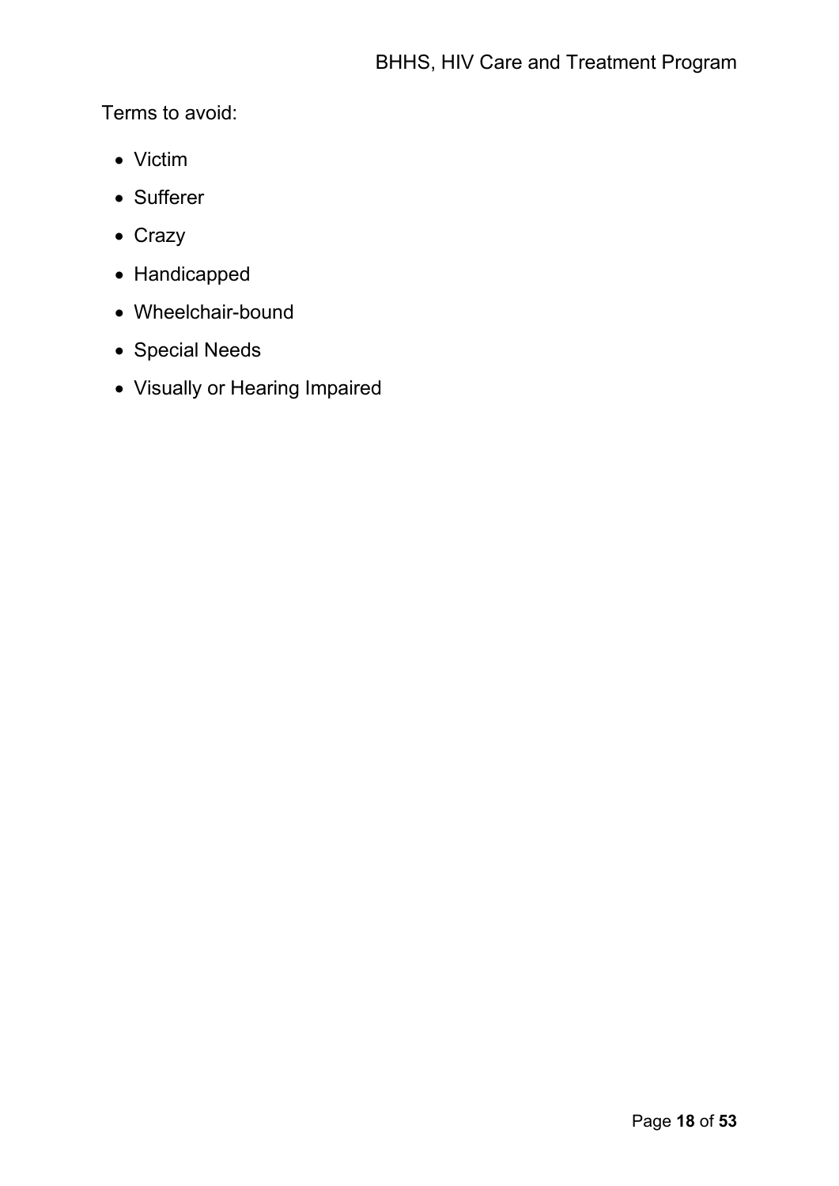Terms to avoid:

- Victim
- Sufferer
- Crazy
- Handicapped
- Wheelchair-bound
- Special Needs
- Visually or Hearing Impaired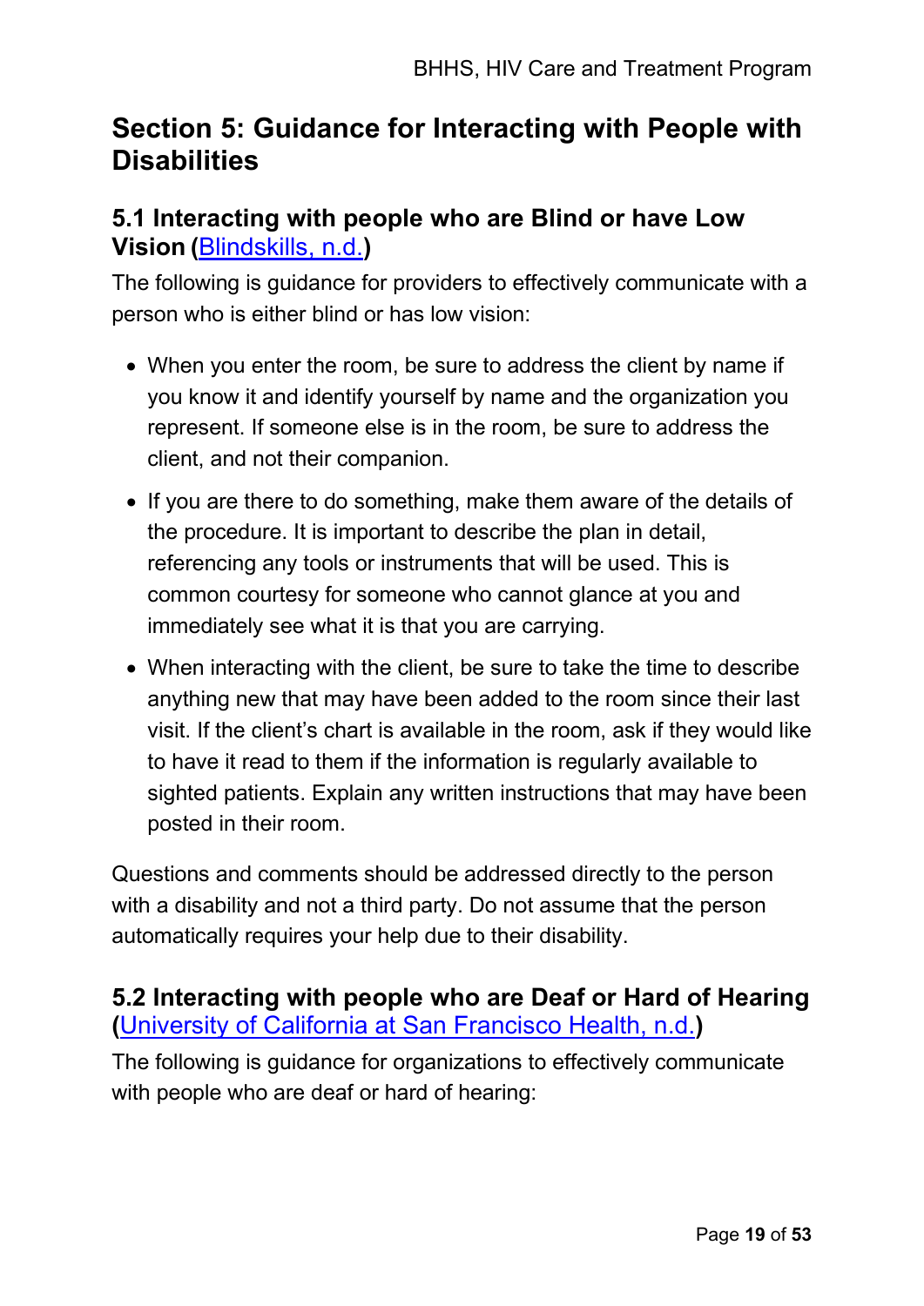## Section 5: Guidance for Interacting with People with Disabilities

### 5.1 Interacting with people who are Blind or have Low Vision (Blindskills, n.d.)

The following is guidance for providers to effectively communicate with a person who is either blind or has low vision:

- When you enter the room, be sure to address the client by name if you know it and identify yourself by name and the organization you represent. If someone else is in the room, be sure to address the client, and not their companion.
- If you are there to do something, make them aware of the details of the procedure. It is important to describe the plan in detail, referencing any tools or instruments that will be used. This is common courtesy for someone who cannot glance at you and immediately see what it is that you are carrying.
- When interacting with the client, be sure to take the time to describe anything new that may have been added to the room since their last visit. If the client's chart is available in the room, ask if they would like to have it read to them if the information is regularly available to sighted patients. Explain any written instructions that may have been posted in their room.

Questions and comments should be addressed directly to the person with a disability and not a third party. Do not assume that the person automatically requires your help due to their disability.

### 5.2 Interacting with people who are Deaf or Hard of Hearing (University of California at San Francisco Health, n.d.)

The following is guidance for organizations to effectively communicate with people who are deaf or hard of hearing: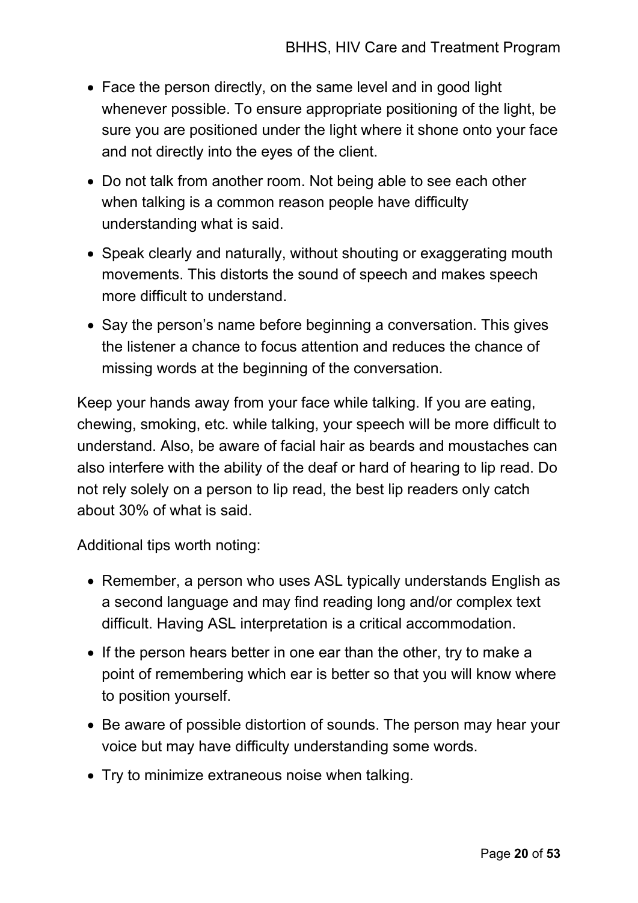- Face the person directly, on the same level and in good light whenever possible. To ensure appropriate positioning of the light, be sure you are positioned under the light where it shone onto your face and not directly into the eyes of the client.
- Do not talk from another room. Not being able to see each other when talking is a common reason people have difficulty understanding what is said.
- Speak clearly and naturally, without shouting or exaggerating mouth movements. This distorts the sound of speech and makes speech more difficult to understand.
- Say the person's name before beginning a conversation. This gives the listener a chance to focus attention and reduces the chance of missing words at the beginning of the conversation.

Keep your hands away from your face while talking. If you are eating, chewing, smoking, etc. while talking, your speech will be more difficult to understand. Also, be aware of facial hair as beards and moustaches can also interfere with the ability of the deaf or hard of hearing to lip read. Do not rely solely on a person to lip read, the best lip readers only catch about 30% of what is said.

Additional tips worth noting:

- Remember, a person who uses ASL typically understands English as a second language and may find reading long and/or complex text difficult. Having ASL interpretation is a critical accommodation.
- If the person hears better in one ear than the other, try to make a point of remembering which ear is better so that you will know where to position yourself.
- Be aware of possible distortion of sounds. The person may hear your voice but may have difficulty understanding some words.
- Try to minimize extraneous noise when talking.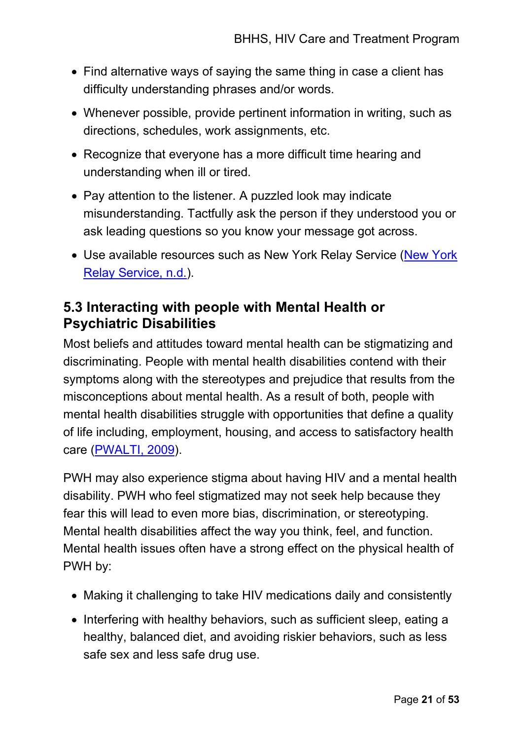- Find alternative ways of saying the same thing in case a client has difficulty understanding phrases and/or words.
- Whenever possible, provide pertinent information in writing, such as directions, schedules, work assignments, etc.
- Recognize that everyone has a more difficult time hearing and understanding when ill or tired.
- Pay attention to the listener. A puzzled look may indicate misunderstanding. Tactfully ask the person if they understood you or ask leading questions so you know your message got across.
- Use available resources such as New York Relay Service (New York Relay Service, n.d.).

## 5.3 Interacting with people with Mental Health or Psychiatric Disabilities

Most beliefs and attitudes toward mental health can be stigmatizing and discriminating. People with mental health disabilities contend with their symptoms along with the stereotypes and prejudice that results from the misconceptions about mental health. As a result of both, people with mental health disabilities struggle with opportunities that define a quality of life including, employment, housing, and access to satisfactory health care (PWALTI, 2009).

PWH may also experience stigma about having HIV and a mental health disability. PWH who feel stigmatized may not seek help because they fear this will lead to even more bias, discrimination, or stereotyping. Mental health disabilities affect the way you think, feel, and function. Mental health issues often have a strong effect on the physical health of PWH by:

- Making it challenging to take HIV medications daily and consistently
- Interfering with healthy behaviors, such as sufficient sleep, eating a healthy, balanced diet, and avoiding riskier behaviors, such as less safe sex and less safe drug use.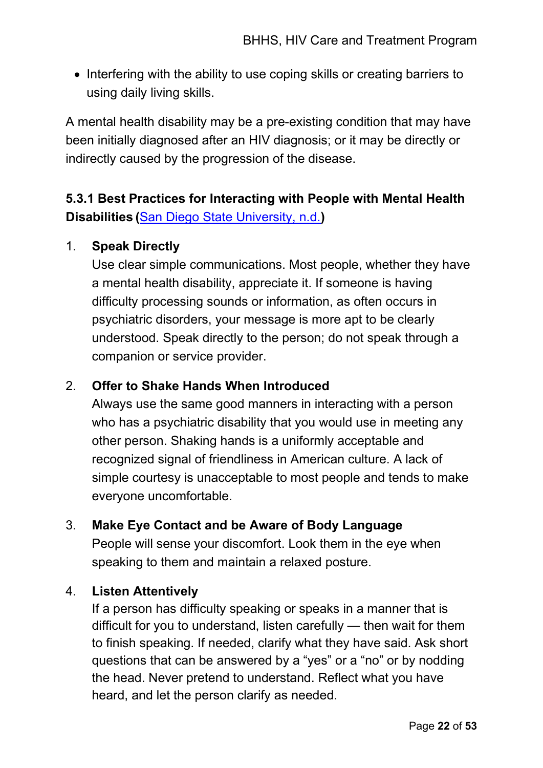- Interfering with the ability to use coping skills or creating barriers to using daily living skills.

A mental health disability may be a pre-existing condition that may have been initially diagnosed after an HIV diagnosis; or it may be directly or indirectly caused by the progression of the disease.

### 5.3.1 Best Practices for Interacting with People with Mental Health Disabilities (San Diego State University, n.d.)

1. **Speak Directly**
   Use clear simple communications. Most people, whether they have a mental health disability, appreciate it. If someone is having difficulty processing sounds or information, as often occurs in psychiatric disorders, your message is more apt to be clearly understood. Speak directly to the person; do not speak through a companion or service provider.

2. **Offer to Shake Hands When Introduced**
   Always use the same good manners in interacting with a person who has a psychiatric disability that you would use in meeting any other person. Shaking hands is a uniformly acceptable and recognized signal of friendliness in American culture. A lack of simple courtesy is unacceptable to most people and tends to make everyone uncomfortable.

3. **Make Eye Contact and be Aware of Body Language**
   People will sense your discomfort. Look them in the eye when speaking to them and maintain a relaxed posture.

4. **Listen Attentively**
   If a person has difficulty speaking or speaks in a manner that is difficult for you to understand, listen carefully — then wait for them to finish speaking. If needed, clarify what they have said. Ask short questions that can be answered by a "yes" or a "no" or by nodding the head. Never pretend to understand. Reflect what you have heard, and let the person clarify as needed.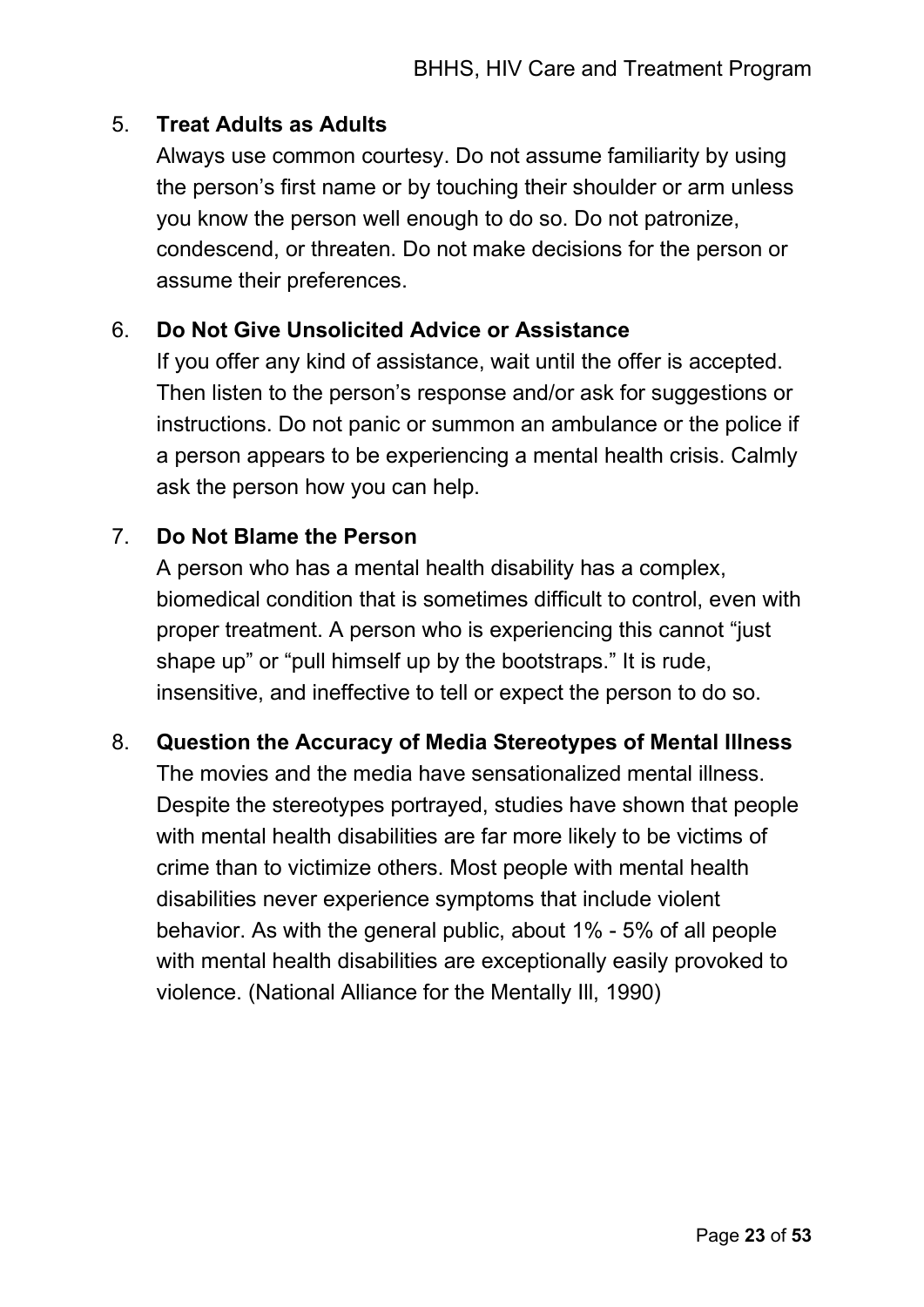5. **Treat Adults as Adults**
   Always use common courtesy. Do not assume familiarity by using the person's first name or by touching their shoulder or arm unless you know the person well enough to do so. Do not patronize, condescend, or threaten. Do not make decisions for the person or assume their preferences.

6. **Do Not Give Unsolicited Advice or Assistance**
   If you offer any kind of assistance, wait until the offer is accepted. Then listen to the person's response and/or ask for suggestions or instructions. Do not panic or summon an ambulance or the police if a person appears to be experiencing a mental health crisis. Calmly ask the person how you can help.

7. **Do Not Blame the Person**
   A person who has a mental health disability has a complex, biomedical condition that is sometimes difficult to control, even with proper treatment. A person who is experiencing this cannot "just shape up" or "pull himself up by the bootstraps." It is rude, insensitive, and ineffective to tell or expect the person to do so.

8. **Question the Accuracy of Media Stereotypes of Mental Illness**
   The movies and the media have sensationalized mental illness. Despite the stereotypes portrayed, studies have shown that people with mental health disabilities are far more likely to be victims of crime than to victimize others. Most people with mental health disabilities never experience symptoms that include violent behavior. As with the general public, about 1% - 5% of all people with mental health disabilities are exceptionally easily provoked to violence. (National Alliance for the Mentally Ill, 1990)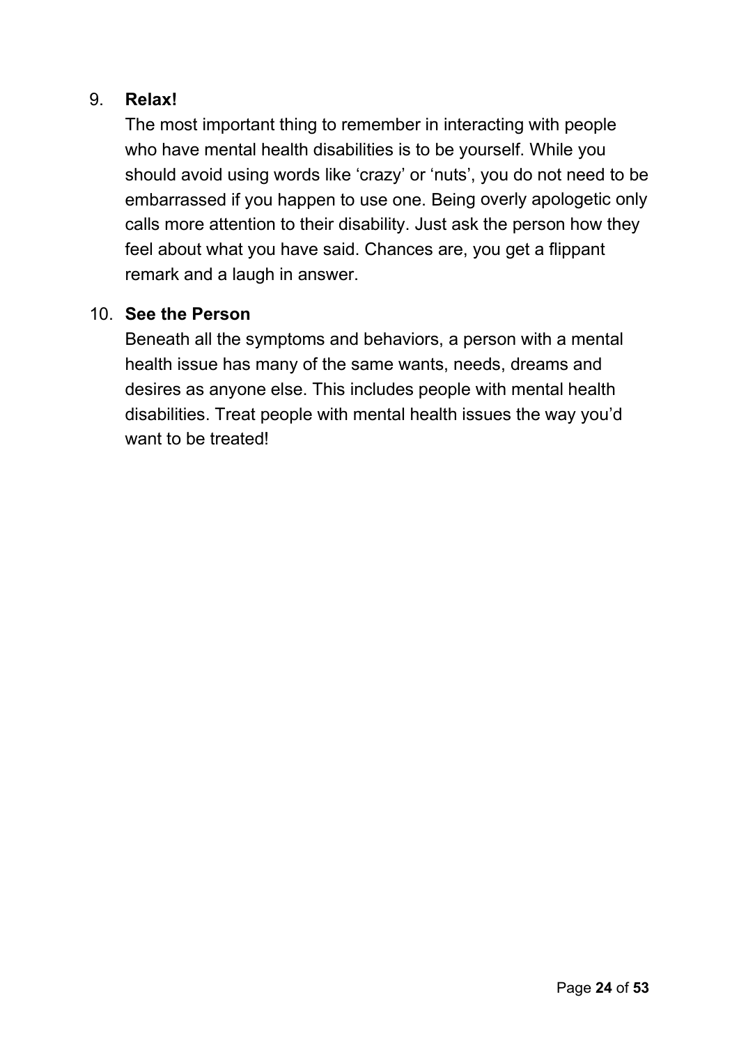9. **Relax!**

   The most important thing to remember in interacting with people who have mental health disabilities is to be yourself. While you should avoid using words like 'crazy' or 'nuts', you do not need to be embarrassed if you happen to use one. Being overly apologetic only calls more attention to their disability. Just ask the person how they feel about what you have said. Chances are, you get a flippant remark and a laugh in answer.

10. **See the Person**

    Beneath all the symptoms and behaviors, a person with a mental health issue has many of the same wants, needs, dreams and desires as anyone else. This includes people with mental health disabilities. Treat people with mental health issues the way you'd want to be treated!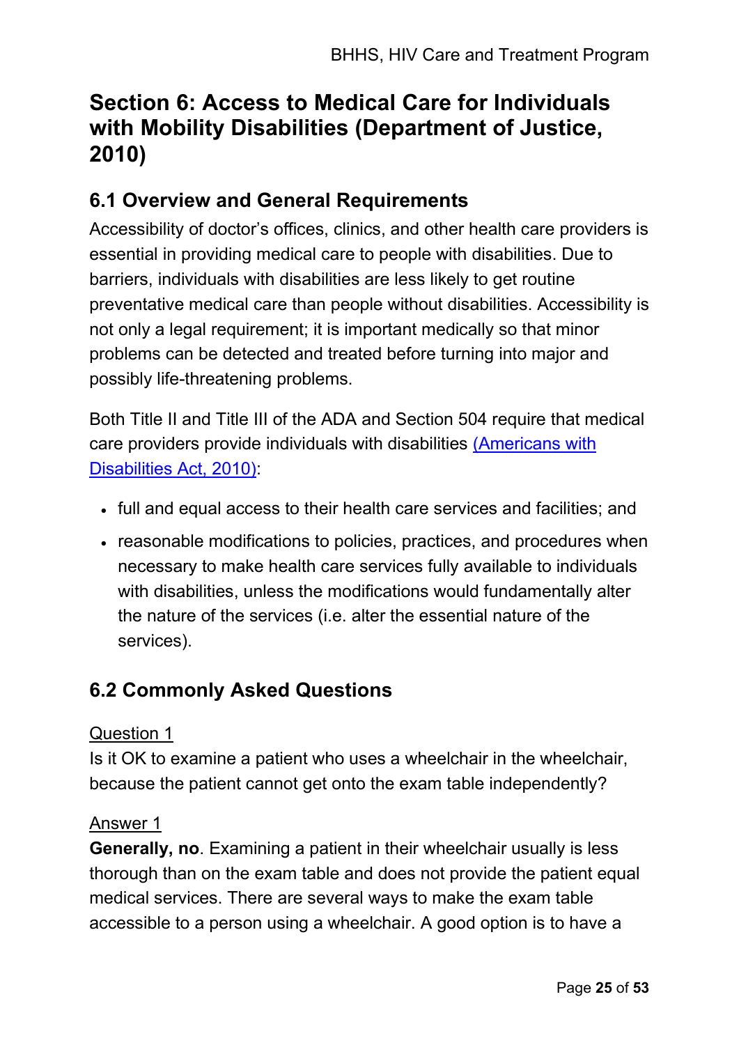## Section 6: Access to Medical Care for Individuals with Mobility Disabilities (Department of Justice, 2010)

### 6.1 Overview and General Requirements

Accessibility of doctor's offices, clinics, and other health care providers is essential in providing medical care to people with disabilities. Due to barriers, individuals with disabilities are less likely to get routine preventative medical care than people without disabilities. Accessibility is not only a legal requirement; it is important medically so that minor problems can be detected and treated before turning into major and possibly life-threatening problems.

Both Title II and Title III of the ADA and Section 504 require that medical care providers provide individuals with disabilities (Americans with Disabilities Act, 2010):

- full and equal access to their health care services and facilities; and
- reasonable modifications to policies, practices, and procedures when necessary to make health care services fully available to individuals with disabilities, unless the modifications would fundamentally alter the nature of the services (i.e. alter the essential nature of the services).

### 6.2 Commonly Asked Questions

Question 1

Is it OK to examine a patient who uses a wheelchair in the wheelchair, because the patient cannot get onto the exam table independently?

Answer 1

**Generally, no**. Examining a patient in their wheelchair usually is less thorough than on the exam table and does not provide the patient equal medical services. There are several ways to make the exam table accessible to a person using a wheelchair. A good option is to have a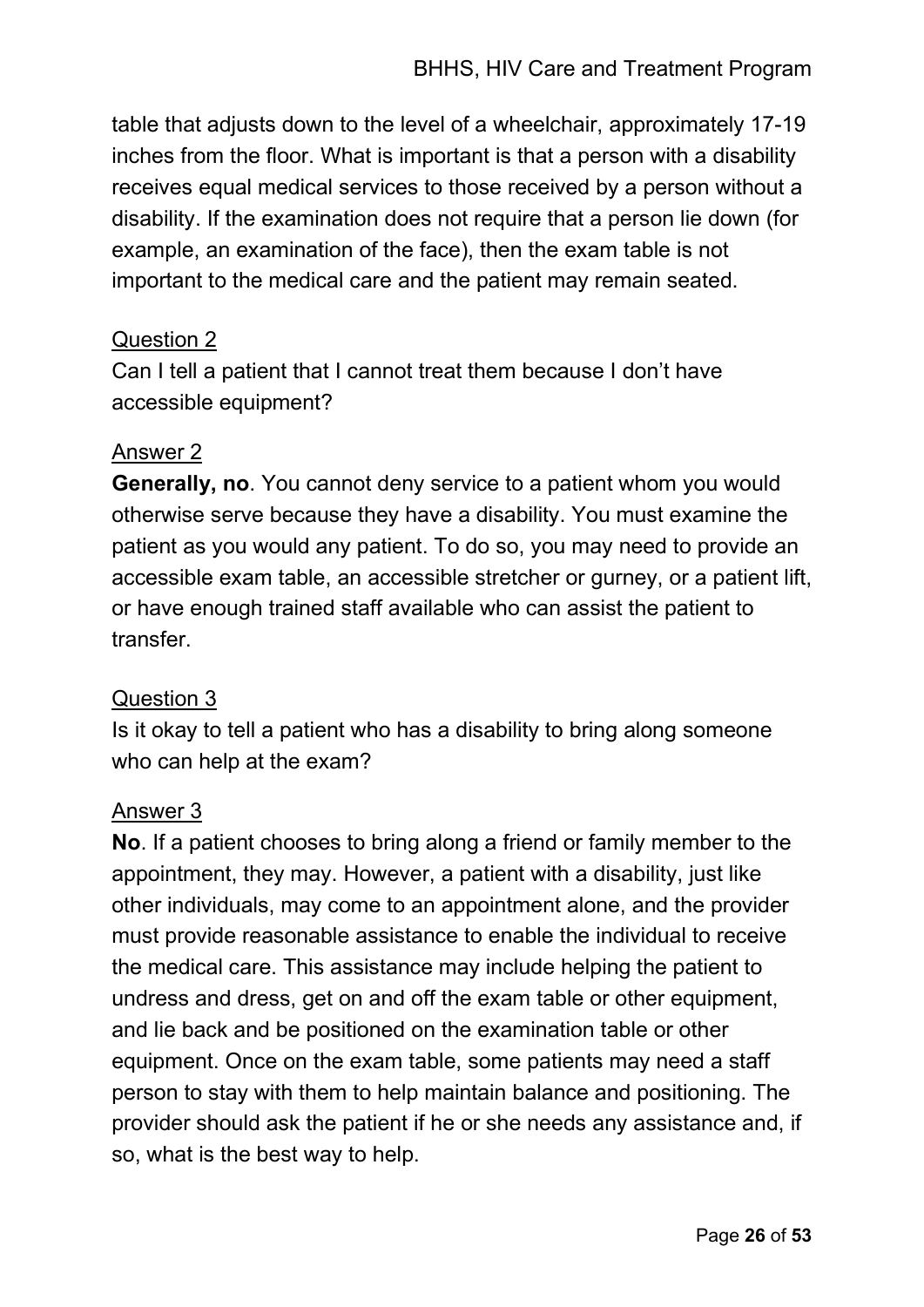table that adjusts down to the level of a wheelchair, approximately 17-19 inches from the floor. What is important is that a person with a disability receives equal medical services to those received by a person without a disability. If the examination does not require that a person lie down (for example, an examination of the face), then the exam table is not important to the medical care and the patient may remain seated.

Question 2

Can I tell a patient that I cannot treat them because I don't have accessible equipment?

Answer 2

**Generally, no**. You cannot deny service to a patient whom you would otherwise serve because they have a disability. You must examine the patient as you would any patient. To do so, you may need to provide an accessible exam table, an accessible stretcher or gurney, or a patient lift, or have enough trained staff available who can assist the patient to transfer.

Question 3

Is it okay to tell a patient who has a disability to bring along someone who can help at the exam?

Answer 3

**No**. If a patient chooses to bring along a friend or family member to the appointment, they may. However, a patient with a disability, just like other individuals, may come to an appointment alone, and the provider must provide reasonable assistance to enable the individual to receive the medical care. This assistance may include helping the patient to undress and dress, get on and off the exam table or other equipment, and lie back and be positioned on the examination table or other equipment. Once on the exam table, some patients may need a staff person to stay with them to help maintain balance and positioning. The provider should ask the patient if he or she needs any assistance and, if so, what is the best way to help.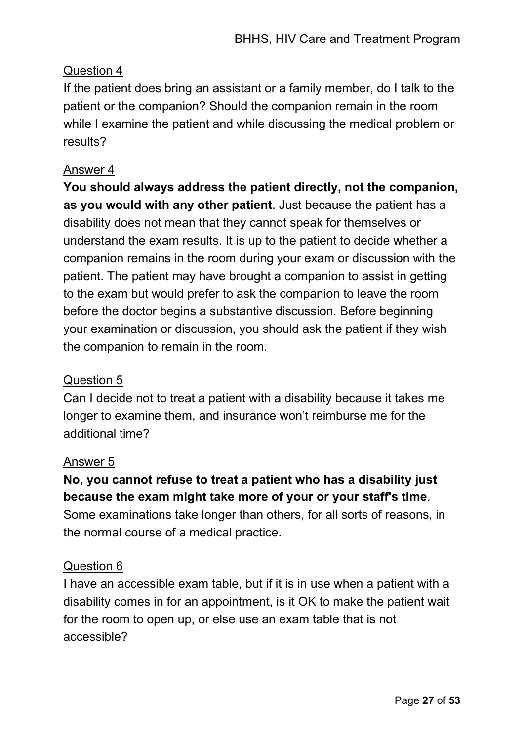Question 4

If the patient does bring an assistant or a family member, do I talk to the patient or the companion? Should the companion remain in the room while I examine the patient and while discussing the medical problem or results?

Answer 4

**You should always address the patient directly, not the companion, as you would with any other patient**. Just because the patient has a disability does not mean that they cannot speak for themselves or understand the exam results. It is up to the patient to decide whether a companion remains in the room during your exam or discussion with the patient. The patient may have brought a companion to assist in getting to the exam but would prefer to ask the companion to leave the room before the doctor begins a substantive discussion. Before beginning your examination or discussion, you should ask the patient if they wish the companion to remain in the room.

Question 5

Can I decide not to treat a patient with a disability because it takes me longer to examine them, and insurance won't reimburse me for the additional time?

Answer 5

**No, you cannot refuse to treat a patient who has a disability just because the exam might take more of your or your staff's time**. Some examinations take longer than others, for all sorts of reasons, in the normal course of a medical practice.

Question 6

I have an accessible exam table, but if it is in use when a patient with a disability comes in for an appointment, is it OK to make the patient wait for the room to open up, or else use an exam table that is not accessible?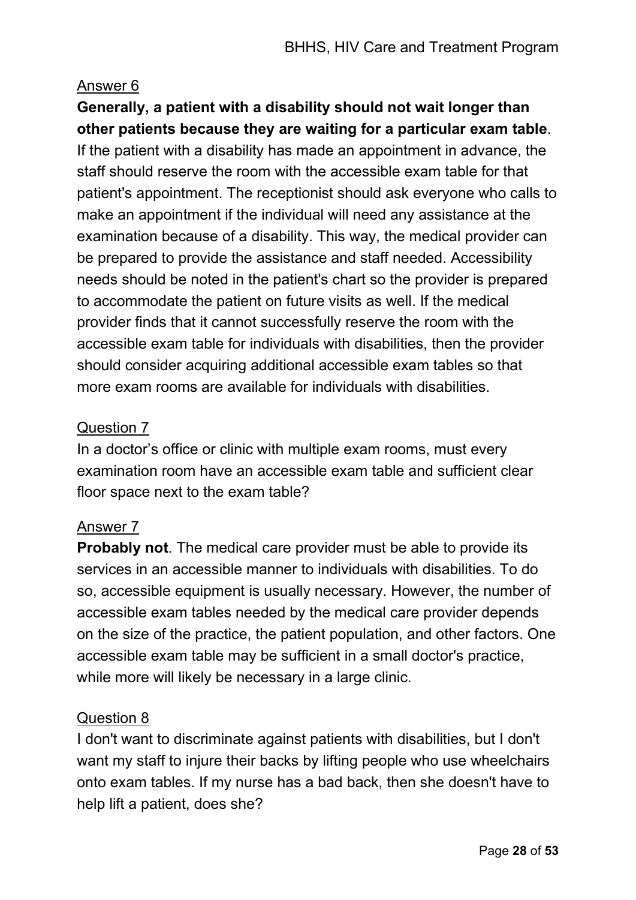Answer 6

**Generally, a patient with a disability should not wait longer than other patients because they are waiting for a particular exam table**. If the patient with a disability has made an appointment in advance, the staff should reserve the room with the accessible exam table for that patient's appointment. The receptionist should ask everyone who calls to make an appointment if the individual will need any assistance at the examination because of a disability. This way, the medical provider can be prepared to provide the assistance and staff needed. Accessibility needs should be noted in the patient's chart so the provider is prepared to accommodate the patient on future visits as well. If the medical provider finds that it cannot successfully reserve the room with the accessible exam table for individuals with disabilities, then the provider should consider acquiring additional accessible exam tables so that more exam rooms are available for individuals with disabilities.

Question 7

In a doctor's office or clinic with multiple exam rooms, must every examination room have an accessible exam table and sufficient clear floor space next to the exam table?

Answer 7

**Probably not**. The medical care provider must be able to provide its services in an accessible manner to individuals with disabilities. To do so, accessible equipment is usually necessary. However, the number of accessible exam tables needed by the medical care provider depends on the size of the practice, the patient population, and other factors. One accessible exam table may be sufficient in a small doctor's practice, while more will likely be necessary in a large clinic.

Question 8

I don't want to discriminate against patients with disabilities, but I don't want my staff to injure their backs by lifting people who use wheelchairs onto exam tables. If my nurse has a bad back, then she doesn't have to help lift a patient, does she?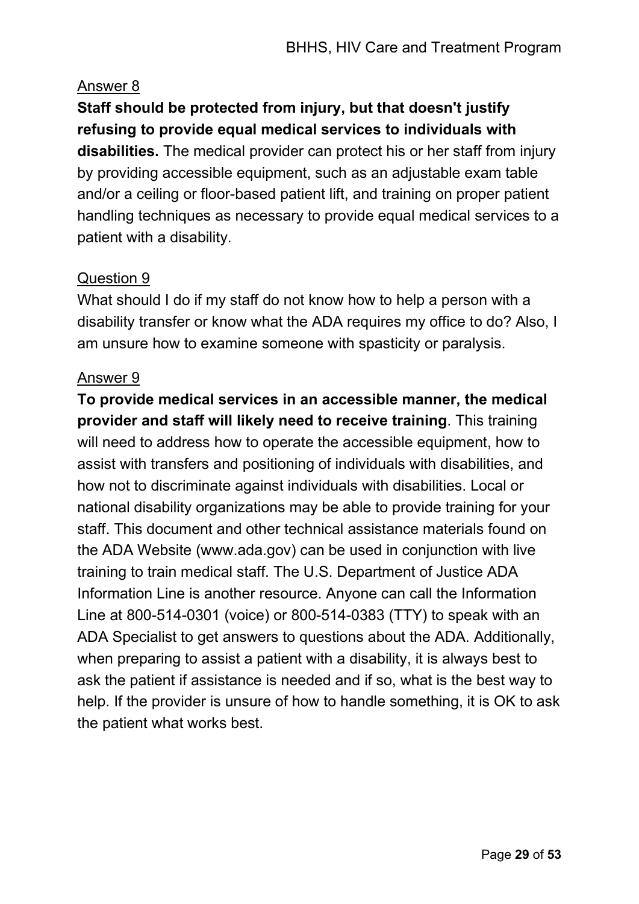Answer 8

**Staff should be protected from injury, but that doesn't justify refusing to provide equal medical services to individuals with disabilities.** The medical provider can protect his or her staff from injury by providing accessible equipment, such as an adjustable exam table and/or a ceiling or floor-based patient lift, and training on proper patient handling techniques as necessary to provide equal medical services to a patient with a disability.

Question 9

What should I do if my staff do not know how to help a person with a disability transfer or know what the ADA requires my office to do? Also, I am unsure how to examine someone with spasticity or paralysis.

Answer 9

**To provide medical services in an accessible manner, the medical provider and staff will likely need to receive training**. This training will need to address how to operate the accessible equipment, how to assist with transfers and positioning of individuals with disabilities, and how not to discriminate against individuals with disabilities. Local or national disability organizations may be able to provide training for your staff. This document and other technical assistance materials found on the ADA Website (www.ada.gov) can be used in conjunction with live training to train medical staff. The U.S. Department of Justice ADA Information Line is another resource. Anyone can call the Information Line at 800-514-0301 (voice) or 800-514-0383 (TTY) to speak with an ADA Specialist to get answers to questions about the ADA. Additionally, when preparing to assist a patient with a disability, it is always best to ask the patient if assistance is needed and if so, what is the best way to help. If the provider is unsure of how to handle something, it is OK to ask the patient what works best.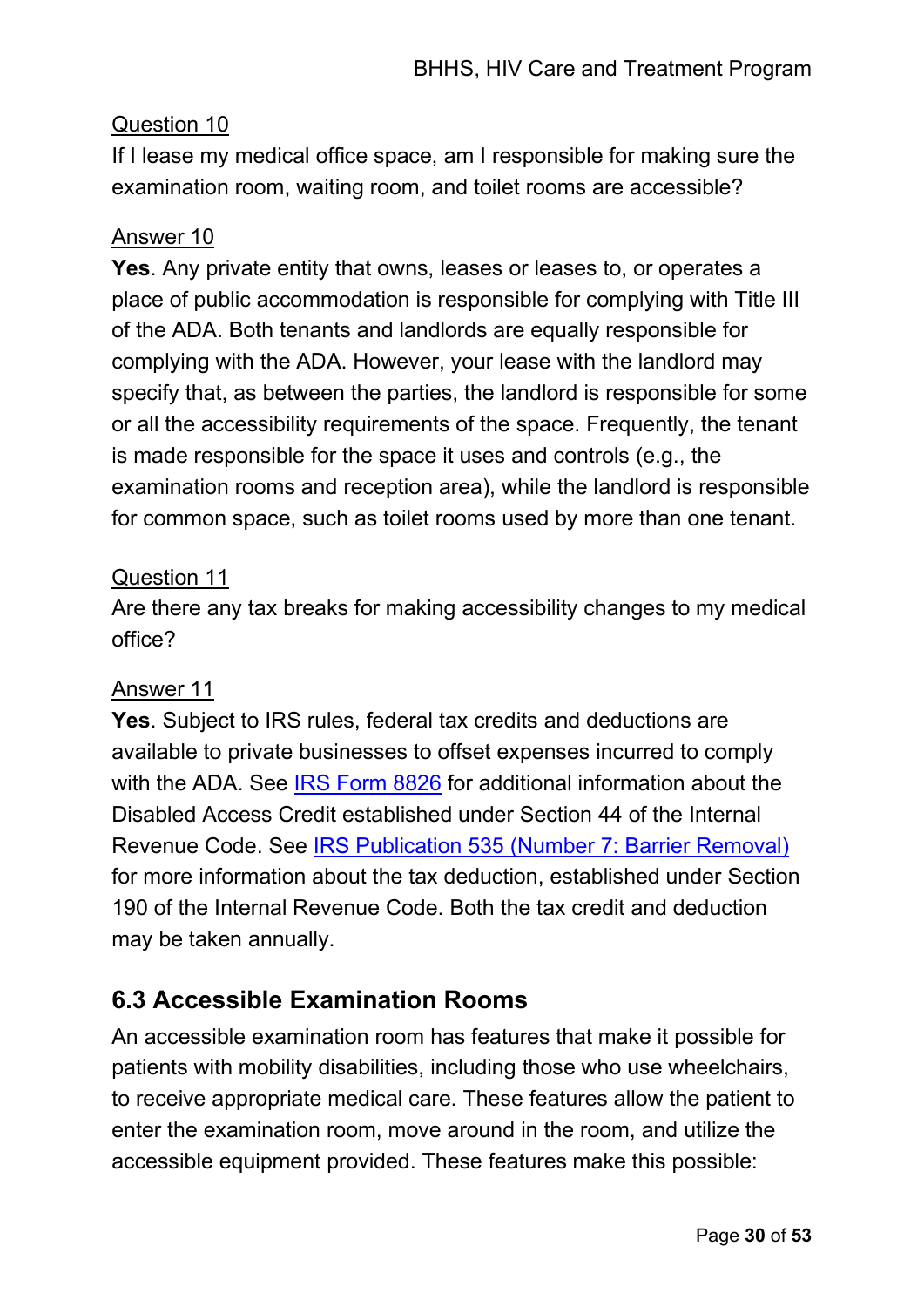Question 10

If I lease my medical office space, am I responsible for making sure the examination room, waiting room, and toilet rooms are accessible?

Answer 10

**Yes**. Any private entity that owns, leases or leases to, or operates a place of public accommodation is responsible for complying with Title III of the ADA. Both tenants and landlords are equally responsible for complying with the ADA. However, your lease with the landlord may specify that, as between the parties, the landlord is responsible for some or all the accessibility requirements of the space. Frequently, the tenant is made responsible for the space it uses and controls (e.g., the examination rooms and reception area), while the landlord is responsible for common space, such as toilet rooms used by more than one tenant.

Question 11

Are there any tax breaks for making accessibility changes to my medical office?

Answer 11

**Yes**. Subject to IRS rules, federal tax credits and deductions are available to private businesses to offset expenses incurred to comply with the ADA. See IRS Form 8826 for additional information about the Disabled Access Credit established under Section 44 of the Internal Revenue Code. See IRS Publication 535 (Number 7: Barrier Removal) for more information about the tax deduction, established under Section 190 of the Internal Revenue Code. Both the tax credit and deduction may be taken annually.

## 6.3 Accessible Examination Rooms

An accessible examination room has features that make it possible for patients with mobility disabilities, including those who use wheelchairs, to receive appropriate medical care. These features allow the patient to enter the examination room, move around in the room, and utilize the accessible equipment provided. These features make this possible: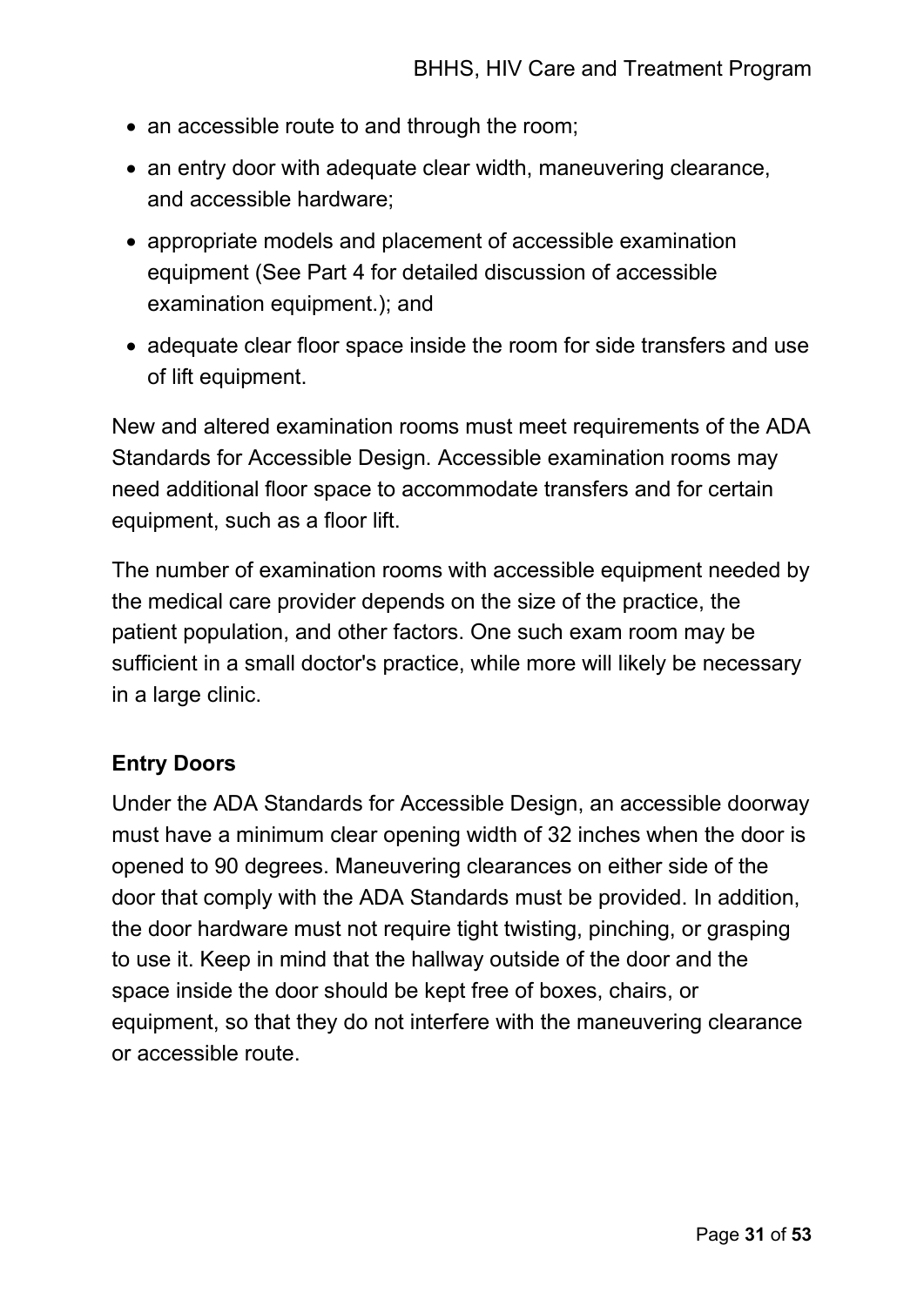- an accessible route to and through the room;
- an entry door with adequate clear width, maneuvering clearance, and accessible hardware;
- appropriate models and placement of accessible examination equipment (See Part 4 for detailed discussion of accessible examination equipment.); and
- adequate clear floor space inside the room for side transfers and use of lift equipment.

New and altered examination rooms must meet requirements of the ADA Standards for Accessible Design. Accessible examination rooms may need additional floor space to accommodate transfers and for certain equipment, such as a floor lift.

The number of examination rooms with accessible equipment needed by the medical care provider depends on the size of the practice, the patient population, and other factors. One such exam room may be sufficient in a small doctor's practice, while more will likely be necessary in a large clinic.

**Entry Doors**

Under the ADA Standards for Accessible Design, an accessible doorway must have a minimum clear opening width of 32 inches when the door is opened to 90 degrees. Maneuvering clearances on either side of the door that comply with the ADA Standards must be provided. In addition, the door hardware must not require tight twisting, pinching, or grasping to use it. Keep in mind that the hallway outside of the door and the space inside the door should be kept free of boxes, chairs, or equipment, so that they do not interfere with the maneuvering clearance or accessible route.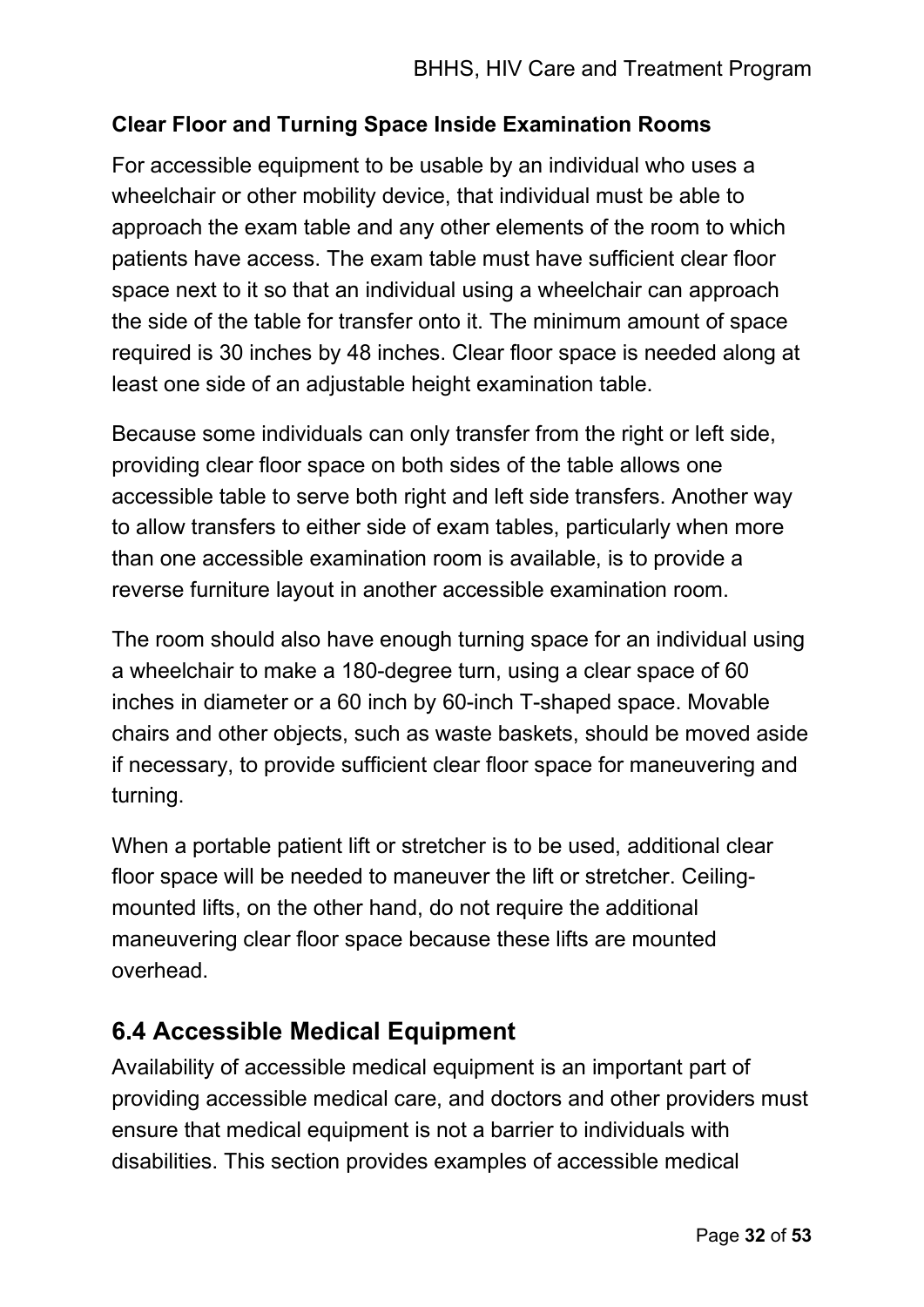**Clear Floor and Turning Space Inside Examination Rooms**

For accessible equipment to be usable by an individual who uses a wheelchair or other mobility device, that individual must be able to approach the exam table and any other elements of the room to which patients have access. The exam table must have sufficient clear floor space next to it so that an individual using a wheelchair can approach the side of the table for transfer onto it. The minimum amount of space required is 30 inches by 48 inches. Clear floor space is needed along at least one side of an adjustable height examination table.

Because some individuals can only transfer from the right or left side, providing clear floor space on both sides of the table allows one accessible table to serve both right and left side transfers. Another way to allow transfers to either side of exam tables, particularly when more than one accessible examination room is available, is to provide a reverse furniture layout in another accessible examination room.

The room should also have enough turning space for an individual using a wheelchair to make a 180-degree turn, using a clear space of 60 inches in diameter or a 60 inch by 60-inch T-shaped space. Movable chairs and other objects, such as waste baskets, should be moved aside if necessary, to provide sufficient clear floor space for maneuvering and turning.

When a portable patient lift or stretcher is to be used, additional clear floor space will be needed to maneuver the lift or stretcher. Ceiling-mounted lifts, on the other hand, do not require the additional maneuvering clear floor space because these lifts are mounted overhead.

## 6.4 Accessible Medical Equipment

Availability of accessible medical equipment is an important part of providing accessible medical care, and doctors and other providers must ensure that medical equipment is not a barrier to individuals with disabilities. This section provides examples of accessible medical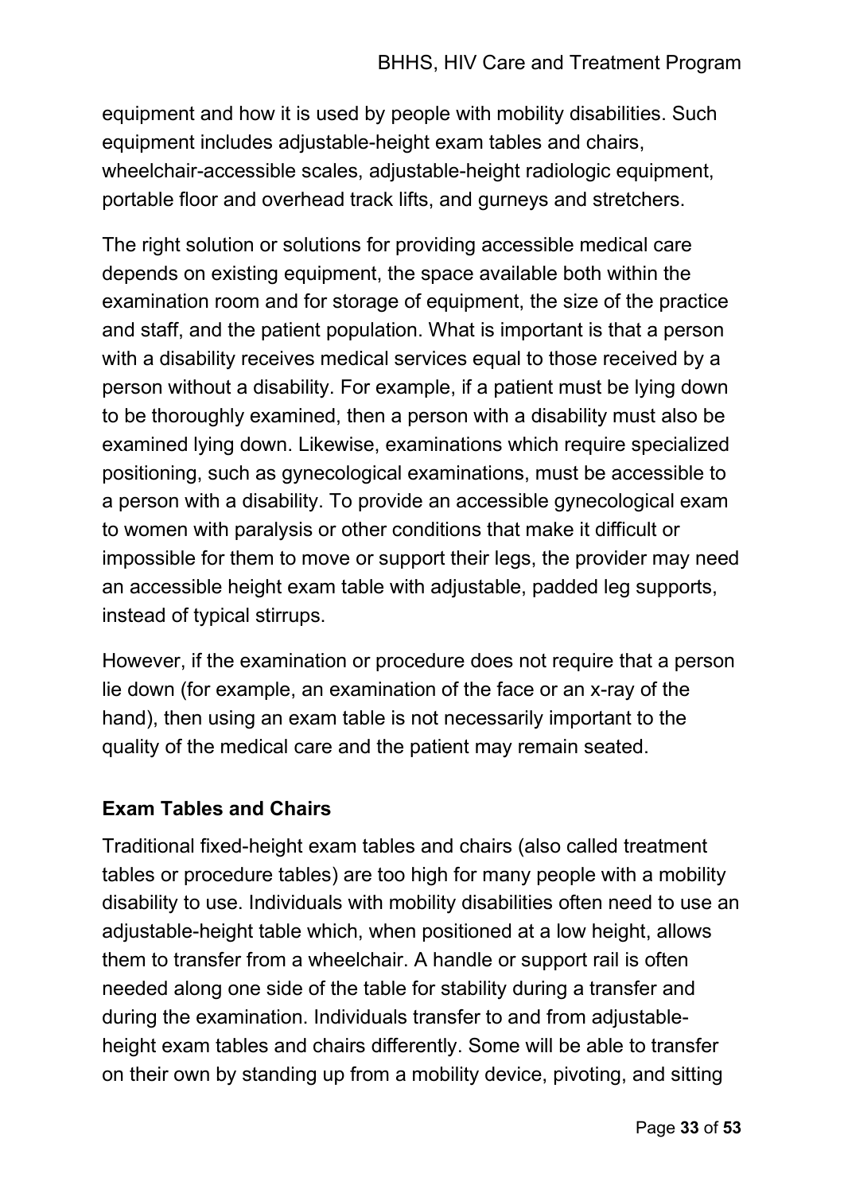equipment and how it is used by people with mobility disabilities. Such equipment includes adjustable-height exam tables and chairs, wheelchair-accessible scales, adjustable-height radiologic equipment, portable floor and overhead track lifts, and gurneys and stretchers.

The right solution or solutions for providing accessible medical care depends on existing equipment, the space available both within the examination room and for storage of equipment, the size of the practice and staff, and the patient population. What is important is that a person with a disability receives medical services equal to those received by a person without a disability. For example, if a patient must be lying down to be thoroughly examined, then a person with a disability must also be examined lying down. Likewise, examinations which require specialized positioning, such as gynecological examinations, must be accessible to a person with a disability. To provide an accessible gynecological exam to women with paralysis or other conditions that make it difficult or impossible for them to move or support their legs, the provider may need an accessible height exam table with adjustable, padded leg supports, instead of typical stirrups.

However, if the examination or procedure does not require that a person lie down (for example, an examination of the face or an x-ray of the hand), then using an exam table is not necessarily important to the quality of the medical care and the patient may remain seated.

**Exam Tables and Chairs**

Traditional fixed-height exam tables and chairs (also called treatment tables or procedure tables) are too high for many people with a mobility disability to use. Individuals with mobility disabilities often need to use an adjustable-height table which, when positioned at a low height, allows them to transfer from a wheelchair. A handle or support rail is often needed along one side of the table for stability during a transfer and during the examination. Individuals transfer to and from adjustable-height exam tables and chairs differently. Some will be able to transfer on their own by standing up from a mobility device, pivoting, and sitting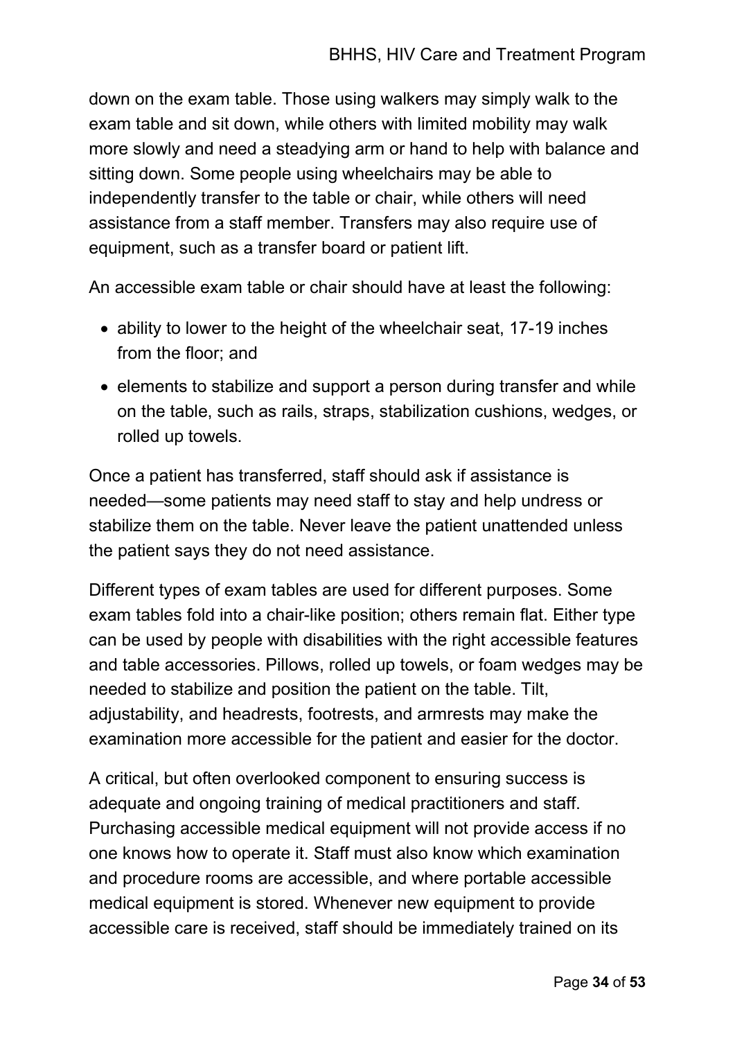down on the exam table. Those using walkers may simply walk to the exam table and sit down, while others with limited mobility may walk more slowly and need a steadying arm or hand to help with balance and sitting down. Some people using wheelchairs may be able to independently transfer to the table or chair, while others will need assistance from a staff member. Transfers may also require use of equipment, such as a transfer board or patient lift.

An accessible exam table or chair should have at least the following:

- ability to lower to the height of the wheelchair seat, 17-19 inches from the floor; and
- elements to stabilize and support a person during transfer and while on the table, such as rails, straps, stabilization cushions, wedges, or rolled up towels.

Once a patient has transferred, staff should ask if assistance is needed—some patients may need staff to stay and help undress or stabilize them on the table. Never leave the patient unattended unless the patient says they do not need assistance.

Different types of exam tables are used for different purposes. Some exam tables fold into a chair-like position; others remain flat. Either type can be used by people with disabilities with the right accessible features and table accessories. Pillows, rolled up towels, or foam wedges may be needed to stabilize and position the patient on the table. Tilt, adjustability, and headrests, footrests, and armrests may make the examination more accessible for the patient and easier for the doctor.

A critical, but often overlooked component to ensuring success is adequate and ongoing training of medical practitioners and staff. Purchasing accessible medical equipment will not provide access if no one knows how to operate it. Staff must also know which examination and procedure rooms are accessible, and where portable accessible medical equipment is stored. Whenever new equipment to provide accessible care is received, staff should be immediately trained on its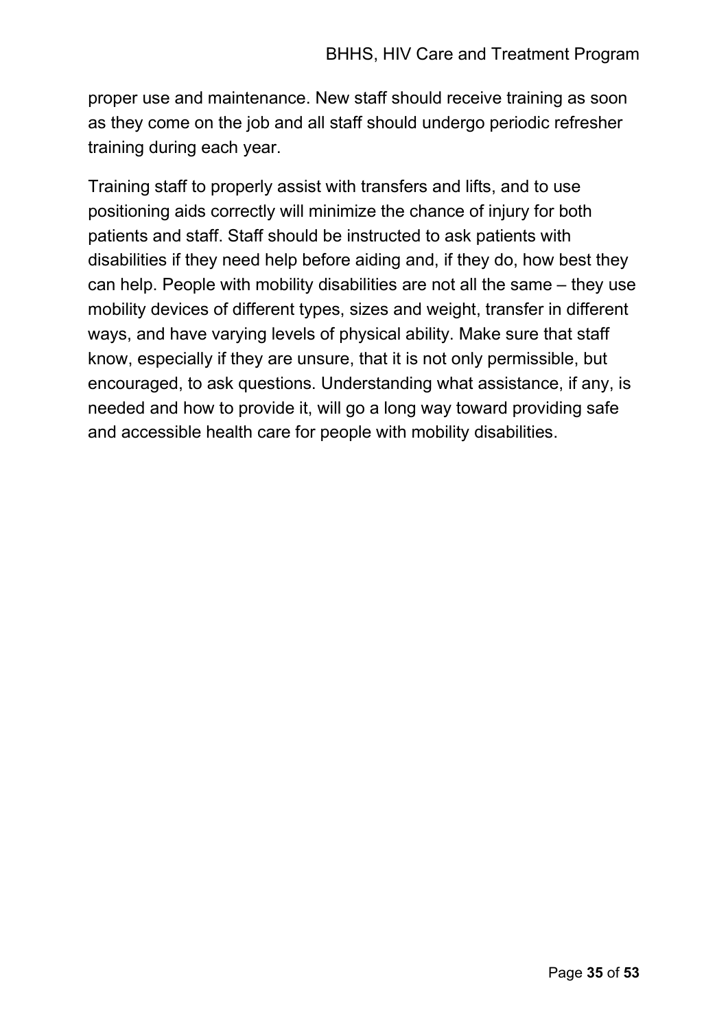proper use and maintenance. New staff should receive training as soon as they come on the job and all staff should undergo periodic refresher training during each year.

Training staff to properly assist with transfers and lifts, and to use positioning aids correctly will minimize the chance of injury for both patients and staff. Staff should be instructed to ask patients with disabilities if they need help before aiding and, if they do, how best they can help. People with mobility disabilities are not all the same – they use mobility devices of different types, sizes and weight, transfer in different ways, and have varying levels of physical ability. Make sure that staff know, especially if they are unsure, that it is not only permissible, but encouraged, to ask questions. Understanding what assistance, if any, is needed and how to provide it, will go a long way toward providing safe and accessible health care for people with mobility disabilities.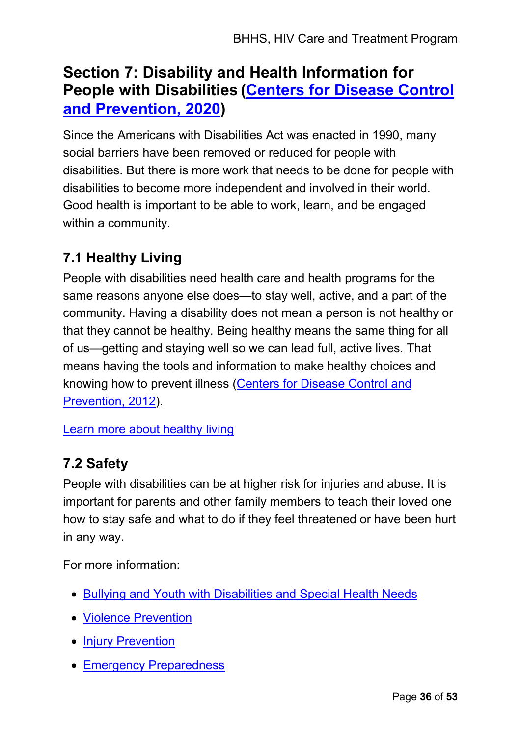## Section 7: Disability and Health Information for People with Disabilities (Centers for Disease Control and Prevention, 2020)

Since the Americans with Disabilities Act was enacted in 1990, many social barriers have been removed or reduced for people with disabilities. But there is more work that needs to be done for people with disabilities to become more independent and involved in their world. Good health is important to be able to work, learn, and be engaged within a community.

### 7.1 Healthy Living

People with disabilities need health care and health programs for the same reasons anyone else does—to stay well, active, and a part of the community. Having a disability does not mean a person is not healthy or that they cannot be healthy. Being healthy means the same thing for all of us—getting and staying well so we can lead full, active lives. That means having the tools and information to make healthy choices and knowing how to prevent illness (Centers for Disease Control and Prevention, 2012).

Learn more about healthy living

### 7.2 Safety

People with disabilities can be at higher risk for injuries and abuse. It is important for parents and other family members to teach their loved one how to stay safe and what to do if they feel threatened or have been hurt in any way.

For more information:

- Bullying and Youth with Disabilities and Special Health Needs
- Violence Prevention
- Injury Prevention
- Emergency Preparedness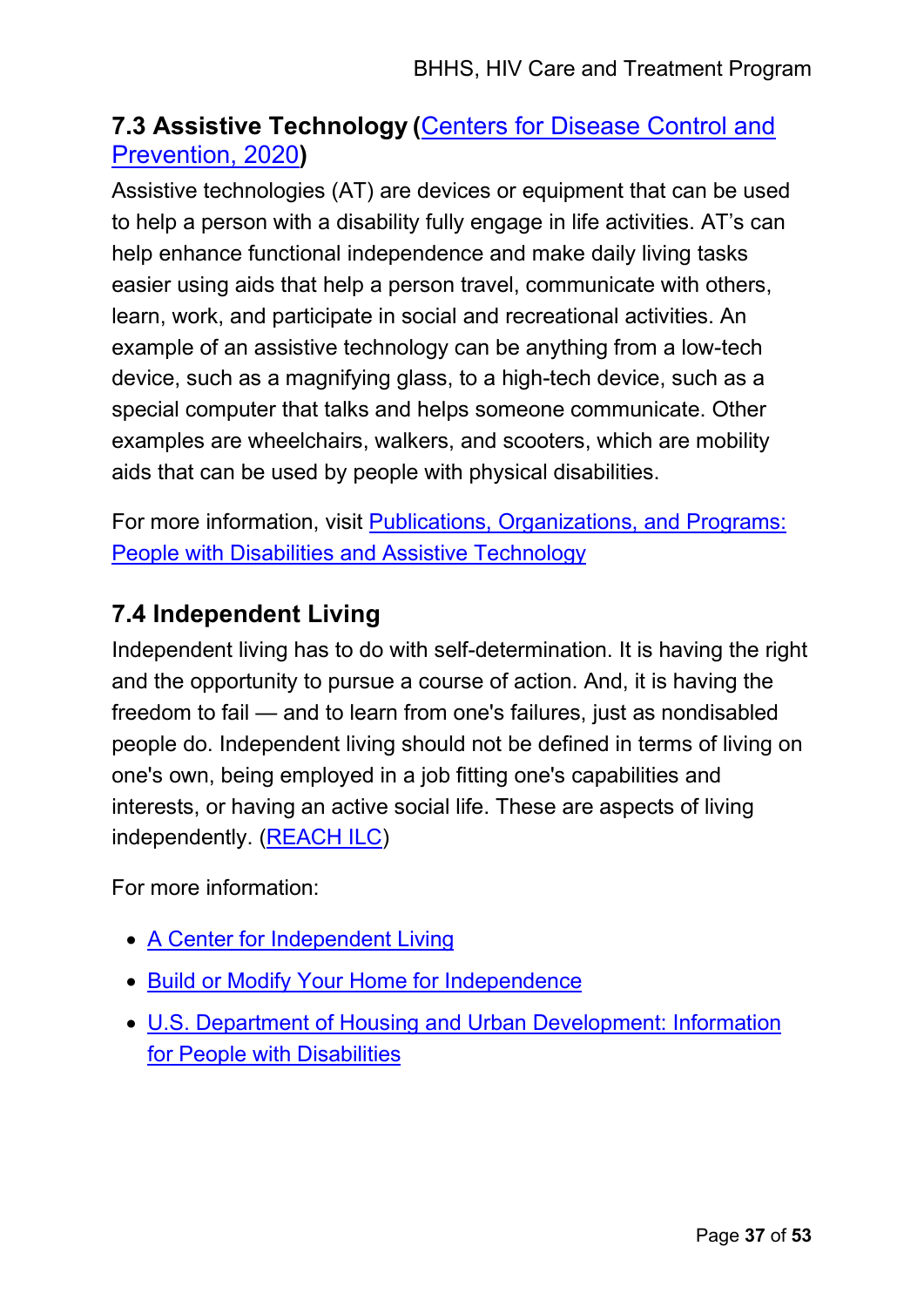## 7.3 Assistive Technology (Centers for Disease Control and Prevention, 2020)

Assistive technologies (AT) are devices or equipment that can be used to help a person with a disability fully engage in life activities. AT's can help enhance functional independence and make daily living tasks easier using aids that help a person travel, communicate with others, learn, work, and participate in social and recreational activities. An example of an assistive technology can be anything from a low-tech device, such as a magnifying glass, to a high-tech device, such as a special computer that talks and helps someone communicate. Other examples are wheelchairs, walkers, and scooters, which are mobility aids that can be used by people with physical disabilities.

For more information, visit Publications, Organizations, and Programs: People with Disabilities and Assistive Technology

## 7.4 Independent Living

Independent living has to do with self-determination. It is having the right and the opportunity to pursue a course of action. And, it is having the freedom to fail — and to learn from one's failures, just as nondisabled people do. Independent living should not be defined in terms of living on one's own, being employed in a job fitting one's capabilities and interests, or having an active social life. These are aspects of living independently. (REACH ILC)

For more information:

- A Center for Independent Living
- Build or Modify Your Home for Independence
- U.S. Department of Housing and Urban Development: Information for People with Disabilities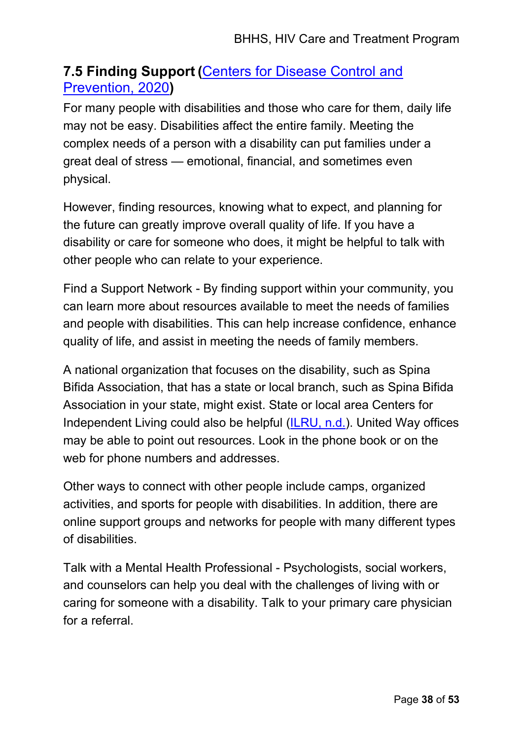## 7.5 Finding Support ([Centers for Disease Control and Prevention, 2020](#))

For many people with disabilities and those who care for them, daily life may not be easy. Disabilities affect the entire family. Meeting the complex needs of a person with a disability can put families under a great deal of stress — emotional, financial, and sometimes even physical.

However, finding resources, knowing what to expect, and planning for the future can greatly improve overall quality of life. If you have a disability or care for someone who does, it might be helpful to talk with other people who can relate to your experience.

Find a Support Network - By finding support within your community, you can learn more about resources available to meet the needs of families and people with disabilities. This can help increase confidence, enhance quality of life, and assist in meeting the needs of family members.

A national organization that focuses on the disability, such as Spina Bifida Association, that has a state or local branch, such as Spina Bifida Association in your state, might exist. State or local area Centers for Independent Living could also be helpful ([ILRU, n.d.](#)). United Way offices may be able to point out resources. Look in the phone book or on the web for phone numbers and addresses.

Other ways to connect with other people include camps, organized activities, and sports for people with disabilities. In addition, there are online support groups and networks for people with many different types of disabilities.

Talk with a Mental Health Professional - Psychologists, social workers, and counselors can help you deal with the challenges of living with or caring for someone with a disability. Talk to your primary care physician for a referral.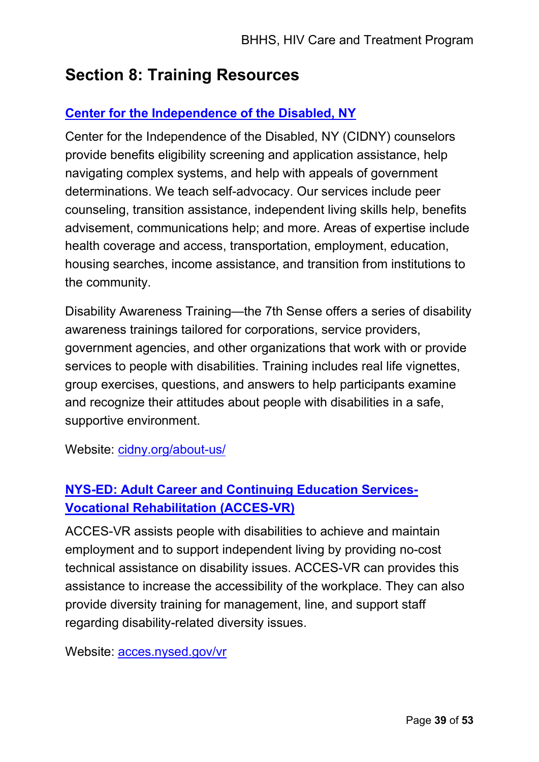## Section 8: Training Resources

### [Center for the Independence of the Disabled, NY](cidny.org/about-us/)

Center for the Independence of the Disabled, NY (CIDNY) counselors provide benefits eligibility screening and application assistance, help navigating complex systems, and help with appeals of government determinations. We teach self-advocacy. Our services include peer counseling, transition assistance, independent living skills help, benefits advisement, communications help; and more. Areas of expertise include health coverage and access, transportation, employment, education, housing searches, income assistance, and transition from institutions to the community.

Disability Awareness Training—the 7th Sense offers a series of disability awareness trainings tailored for corporations, service providers, government agencies, and other organizations that work with or provide services to people with disabilities. Training includes real life vignettes, group exercises, questions, and answers to help participants examine and recognize their attitudes about people with disabilities in a safe, supportive environment.

Website: [cidny.org/about-us/](cidny.org/about-us/)

### [NYS-ED: Adult Career and Continuing Education Services-Vocational Rehabilitation (ACCES-VR)](acces.nysed.gov/vr)

ACCES-VR assists people with disabilities to achieve and maintain employment and to support independent living by providing no-cost technical assistance on disability issues. ACCES-VR can provides this assistance to increase the accessibility of the workplace. They can also provide diversity training for management, line, and support staff regarding disability-related diversity issues.

Website: [acces.nysed.gov/vr](acces.nysed.gov/vr)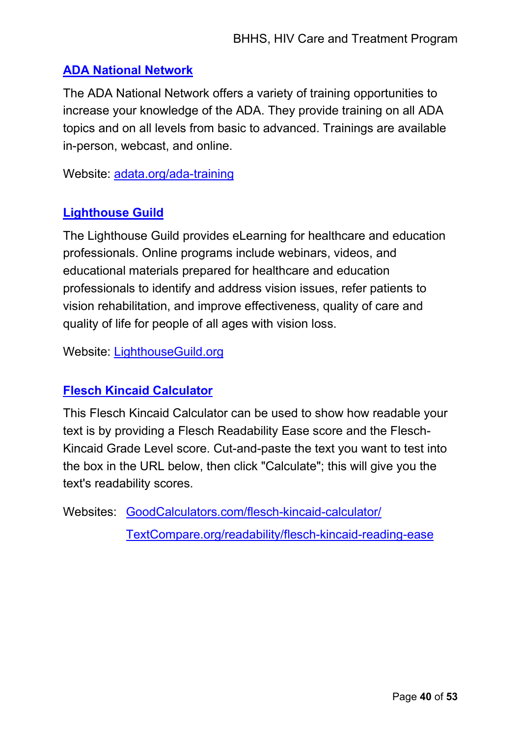### ADA National Network

The ADA National Network offers a variety of training opportunities to increase your knowledge of the ADA. They provide training on all ADA topics and on all levels from basic to advanced. Trainings are available in-person, webcast, and online.

Website: adata.org/ada-training

### Lighthouse Guild

The Lighthouse Guild provides eLearning for healthcare and education professionals. Online programs include webinars, videos, and educational materials prepared for healthcare and education professionals to identify and address vision issues, refer patients to vision rehabilitation, and improve effectiveness, quality of care and quality of life for people of all ages with vision loss.

Website: LighthouseGuild.org

### Flesch Kincaid Calculator

This Flesch Kincaid Calculator can be used to show how readable your text is by providing a Flesch Readability Ease score and the Flesch-Kincaid Grade Level score. Cut-and-paste the text you want to test into the box in the URL below, then click "Calculate"; this will give you the text's readability scores.

Websites: GoodCalculators.com/flesch-kincaid-calculator/
TextCompare.org/readability/flesch-kincaid-reading-ease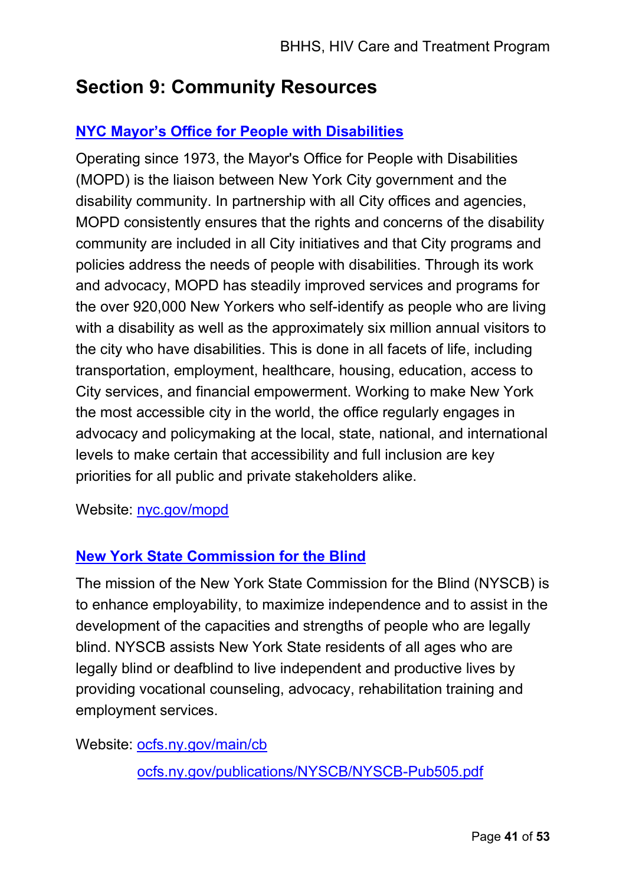## Section 9: Community Resources

### [NYC Mayor's Office for People with Disabilities](nyc.gov/mopd)

Operating since 1973, the Mayor's Office for People with Disabilities (MOPD) is the liaison between New York City government and the disability community. In partnership with all City offices and agencies, MOPD consistently ensures that the rights and concerns of the disability community are included in all City initiatives and that City programs and policies address the needs of people with disabilities. Through its work and advocacy, MOPD has steadily improved services and programs for the over 920,000 New Yorkers who self-identify as people who are living with a disability as well as the approximately six million annual visitors to the city who have disabilities. This is done in all facets of life, including transportation, employment, healthcare, housing, education, access to City services, and financial empowerment. Working to make New York the most accessible city in the world, the office regularly engages in advocacy and policymaking at the local, state, national, and international levels to make certain that accessibility and full inclusion are key priorities for all public and private stakeholders alike.

Website: [nyc.gov/mopd](nyc.gov/mopd)

### [New York State Commission for the Blind](ocfs.ny.gov/main/cb)

The mission of the New York State Commission for the Blind (NYSCB) is to enhance employability, to maximize independence and to assist in the development of the capacities and strengths of people who are legally blind. NYSCB assists New York State residents of all ages who are legally blind or deafblind to live independent and productive lives by providing vocational counseling, advocacy, rehabilitation training and employment services.

Website: [ocfs.ny.gov/main/cb](ocfs.ny.gov/main/cb)

[ocfs.ny.gov/publications/NYSCB/NYSCB-Pub505.pdf](ocfs.ny.gov/publications/NYSCB/NYSCB-Pub505.pdf)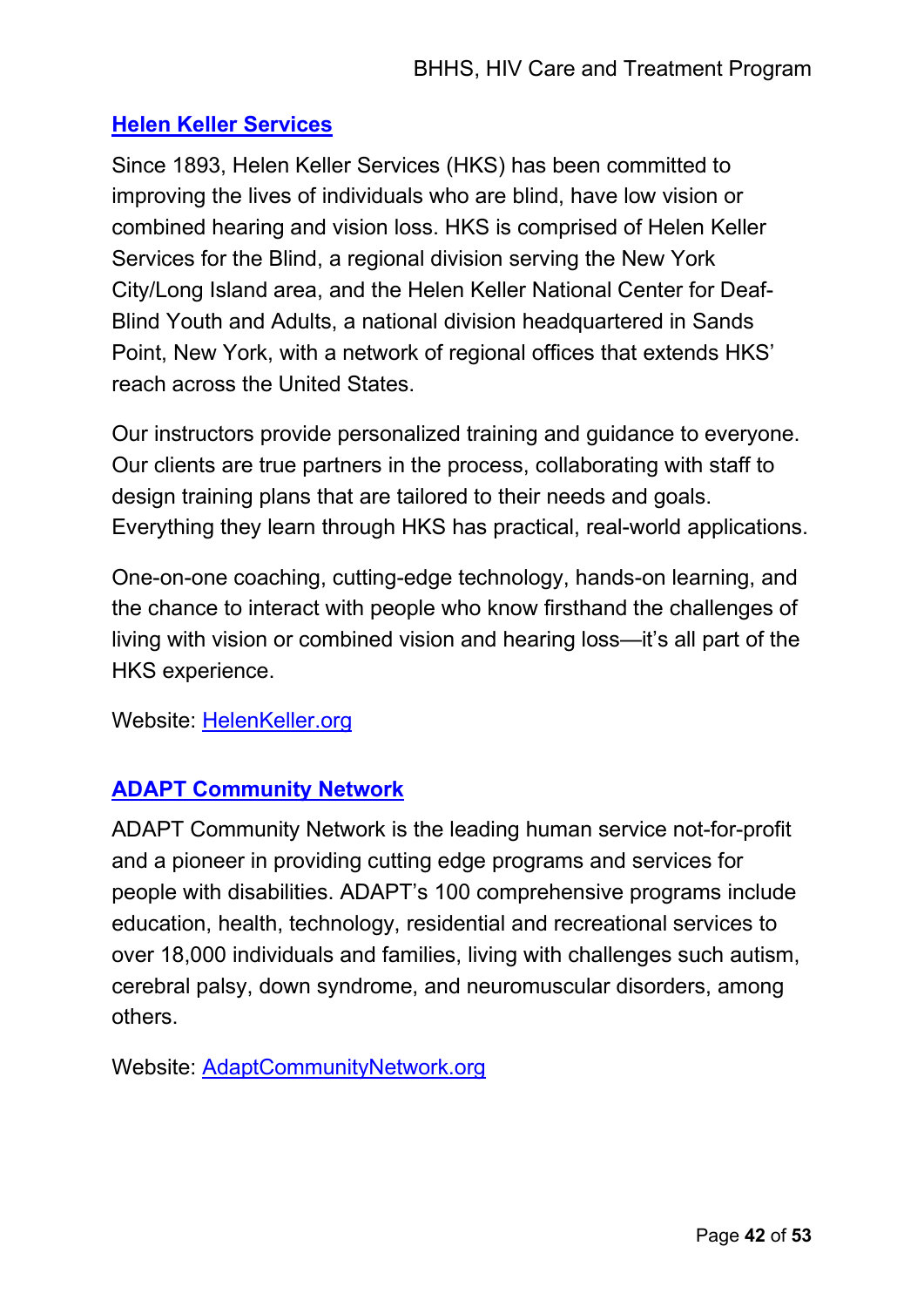## [Helen Keller Services](HelenKeller.org)

Since 1893, Helen Keller Services (HKS) has been committed to improving the lives of individuals who are blind, have low vision or combined hearing and vision loss. HKS is comprised of Helen Keller Services for the Blind, a regional division serving the New York City/Long Island area, and the Helen Keller National Center for Deaf-Blind Youth and Adults, a national division headquartered in Sands Point, New York, with a network of regional offices that extends HKS' reach across the United States.

Our instructors provide personalized training and guidance to everyone. Our clients are true partners in the process, collaborating with staff to design training plans that are tailored to their needs and goals. Everything they learn through HKS has practical, real-world applications.

One-on-one coaching, cutting-edge technology, hands-on learning, and the chance to interact with people who know firsthand the challenges of living with vision or combined vision and hearing loss—it's all part of the HKS experience.

Website: [HelenKeller.org](HelenKeller.org)

## [ADAPT Community Network](AdaptCommunityNetwork.org)

ADAPT Community Network is the leading human service not-for-profit and a pioneer in providing cutting edge programs and services for people with disabilities. ADAPT's 100 comprehensive programs include education, health, technology, residential and recreational services to over 18,000 individuals and families, living with challenges such autism, cerebral palsy, down syndrome, and neuromuscular disorders, among others.

Website: [AdaptCommunityNetwork.org](AdaptCommunityNetwork.org)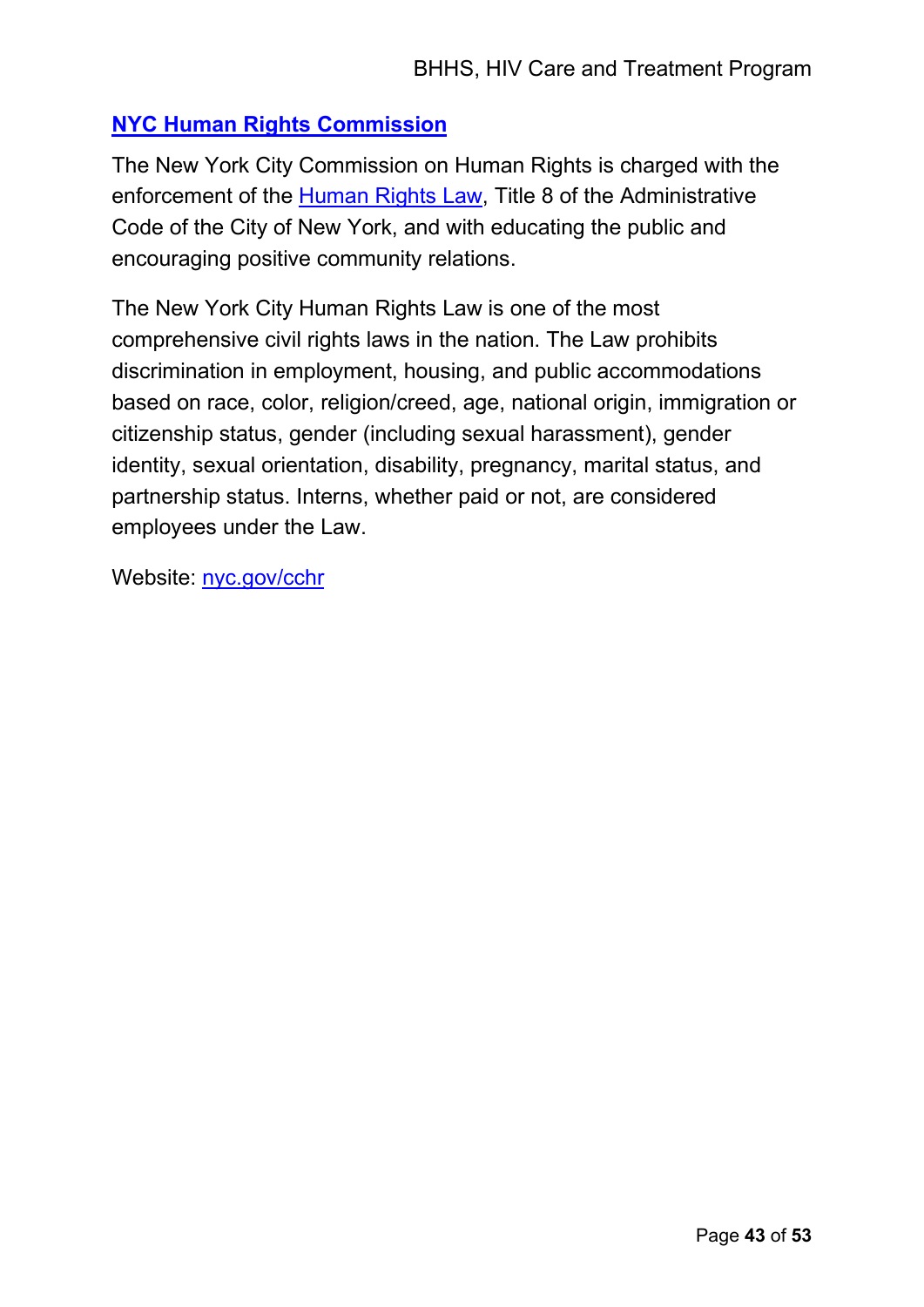## [NYC Human Rights Commission](https://www.nyc.gov/cchr)

The New York City Commission on Human Rights is charged with the enforcement of the [Human Rights Law](#), Title 8 of the Administrative Code of the City of New York, and with educating the public and encouraging positive community relations.

The New York City Human Rights Law is one of the most comprehensive civil rights laws in the nation. The Law prohibits discrimination in employment, housing, and public accommodations based on race, color, religion/creed, age, national origin, immigration or citizenship status, gender (including sexual harassment), gender identity, sexual orientation, disability, pregnancy, marital status, and partnership status. Interns, whether paid or not, are considered employees under the Law.

Website: [nyc.gov/cchr](https://www.nyc.gov/cchr)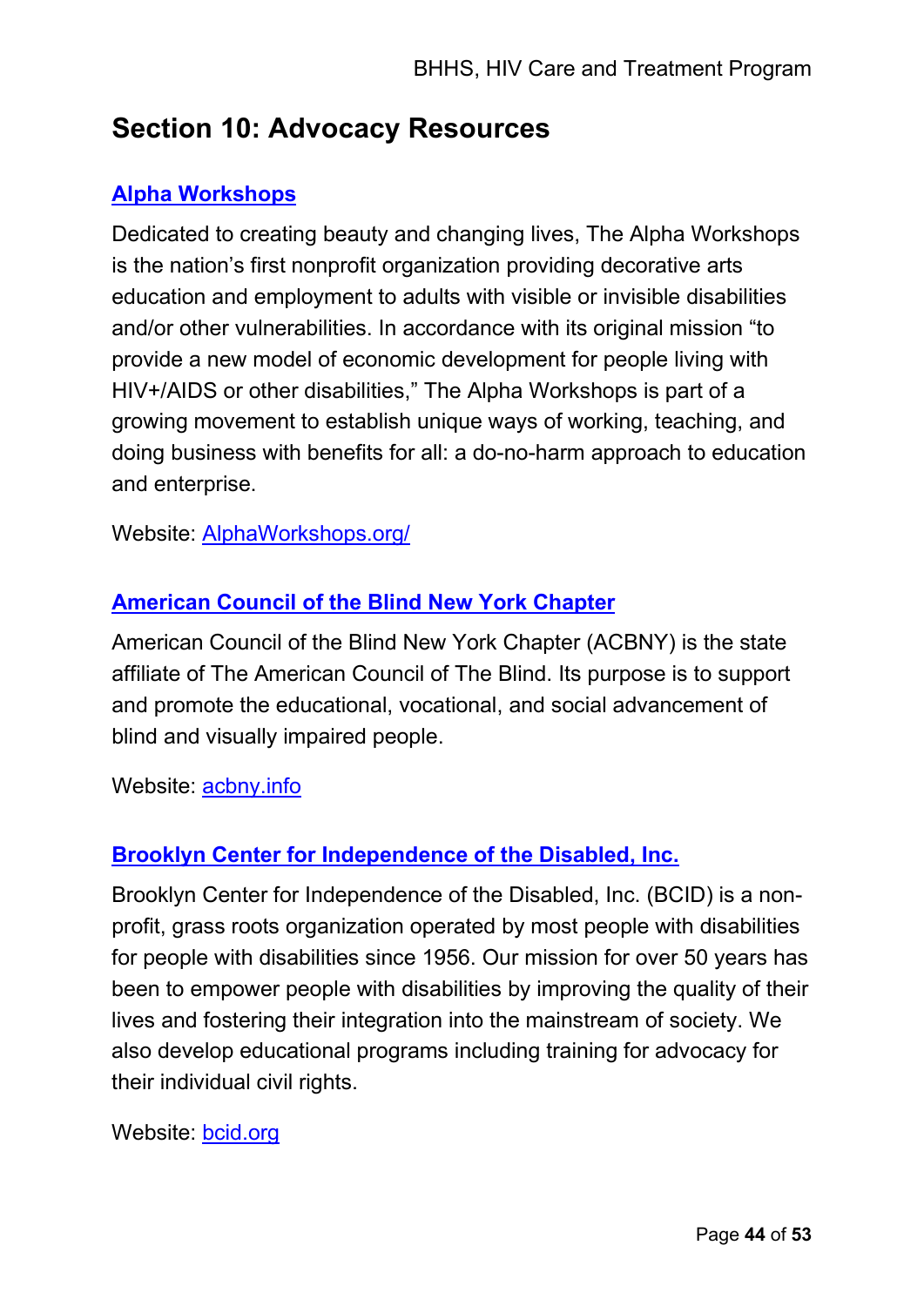## Section 10: Advocacy Resources

### Alpha Workshops

Dedicated to creating beauty and changing lives, The Alpha Workshops is the nation's first nonprofit organization providing decorative arts education and employment to adults with visible or invisible disabilities and/or other vulnerabilities. In accordance with its original mission "to provide a new model of economic development for people living with HIV+/AIDS or other disabilities," The Alpha Workshops is part of a growing movement to establish unique ways of working, teaching, and doing business with benefits for all: a do-no-harm approach to education and enterprise.

Website: AlphaWorkshops.org/

### American Council of the Blind New York Chapter

American Council of the Blind New York Chapter (ACBNY) is the state affiliate of The American Council of The Blind. Its purpose is to support and promote the educational, vocational, and social advancement of blind and visually impaired people.

Website: acbny.info

### Brooklyn Center for Independence of the Disabled, Inc.

Brooklyn Center for Independence of the Disabled, Inc. (BCID) is a non-profit, grass roots organization operated by most people with disabilities for people with disabilities since 1956. Our mission for over 50 years has been to empower people with disabilities by improving the quality of their lives and fostering their integration into the mainstream of society. We also develop educational programs including training for advocacy for their individual civil rights.

Website: bcid.org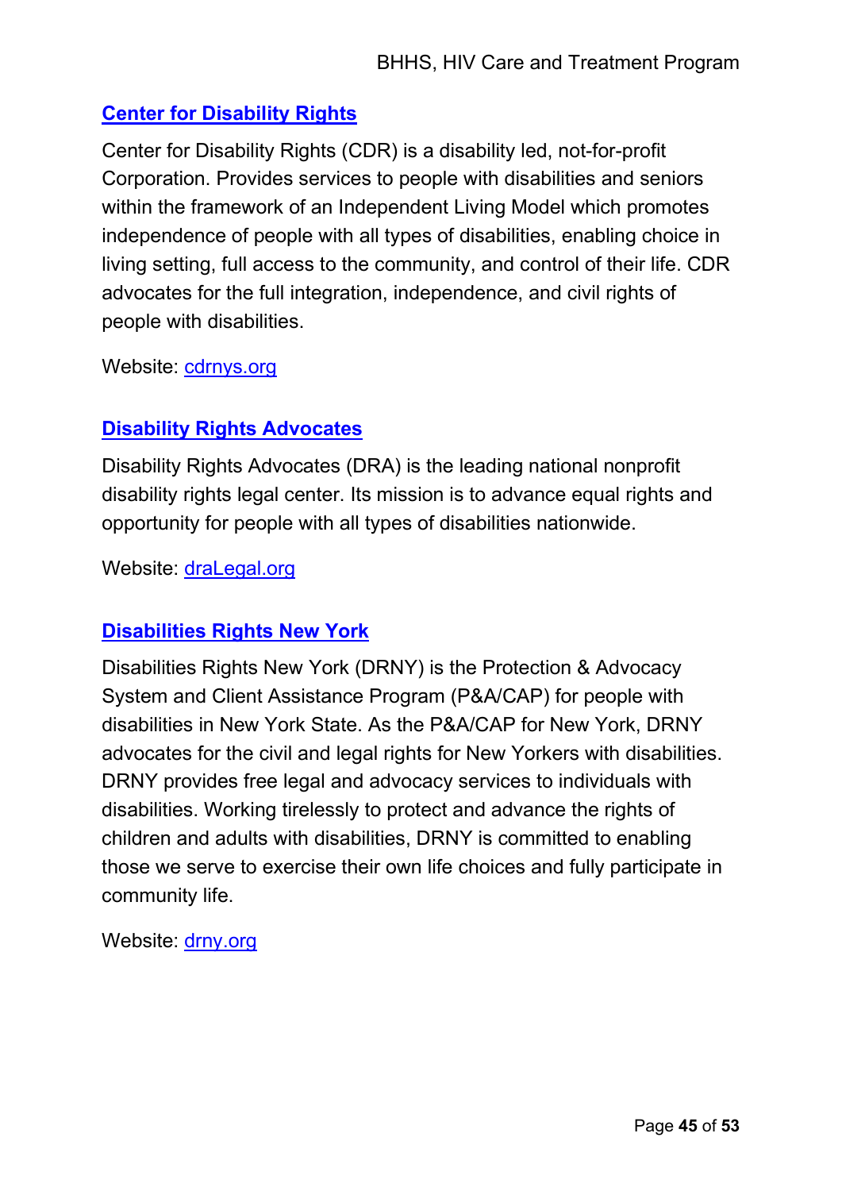### [Center for Disability Rights](cdrnys.org)

Center for Disability Rights (CDR) is a disability led, not-for-profit Corporation. Provides services to people with disabilities and seniors within the framework of an Independent Living Model which promotes independence of people with all types of disabilities, enabling choice in living setting, full access to the community, and control of their life. CDR advocates for the full integration, independence, and civil rights of people with disabilities.

Website: [cdrnys.org](cdrnys.org)

### [Disability Rights Advocates](draLegal.org)

Disability Rights Advocates (DRA) is the leading national nonprofit disability rights legal center. Its mission is to advance equal rights and opportunity for people with all types of disabilities nationwide.

Website: [draLegal.org](draLegal.org)

### [Disabilities Rights New York](drny.org)

Disabilities Rights New York (DRNY) is the Protection & Advocacy System and Client Assistance Program (P&A/CAP) for people with disabilities in New York State. As the P&A/CAP for New York, DRNY advocates for the civil and legal rights for New Yorkers with disabilities. DRNY provides free legal and advocacy services to individuals with disabilities. Working tirelessly to protect and advance the rights of children and adults with disabilities, DRNY is committed to enabling those we serve to exercise their own life choices and fully participate in community life.

Website: [drny.org](drny.org)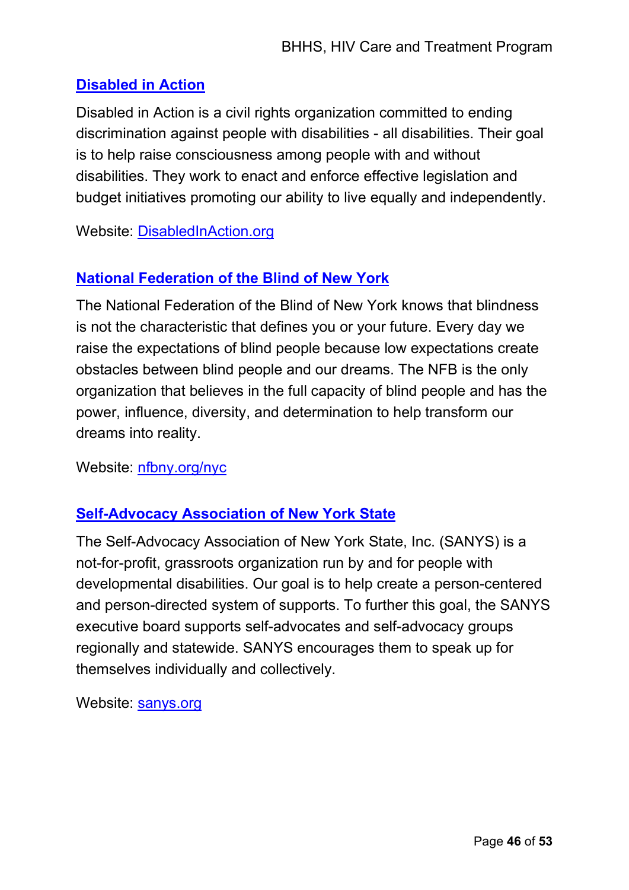## [Disabled in Action](DisabledInAction.org)

Disabled in Action is a civil rights organization committed to ending discrimination against people with disabilities - all disabilities. Their goal is to help raise consciousness among people with and without disabilities. They work to enact and enforce effective legislation and budget initiatives promoting our ability to live equally and independently.

Website: [DisabledInAction.org](DisabledInAction.org)

## [National Federation of the Blind of New York](nfbny.org/nyc)

The National Federation of the Blind of New York knows that blindness is not the characteristic that defines you or your future. Every day we raise the expectations of blind people because low expectations create obstacles between blind people and our dreams. The NFB is the only organization that believes in the full capacity of blind people and has the power, influence, diversity, and determination to help transform our dreams into reality.

Website: [nfbny.org/nyc](nfbny.org/nyc)

## [Self-Advocacy Association of New York State](sanys.org)

The Self-Advocacy Association of New York State, Inc. (SANYS) is a not-for-profit, grassroots organization run by and for people with developmental disabilities. Our goal is to help create a person-centered and person-directed system of supports. To further this goal, the SANYS executive board supports self-advocates and self-advocacy groups regionally and statewide. SANYS encourages them to speak up for themselves individually and collectively.

Website: [sanys.org](sanys.org)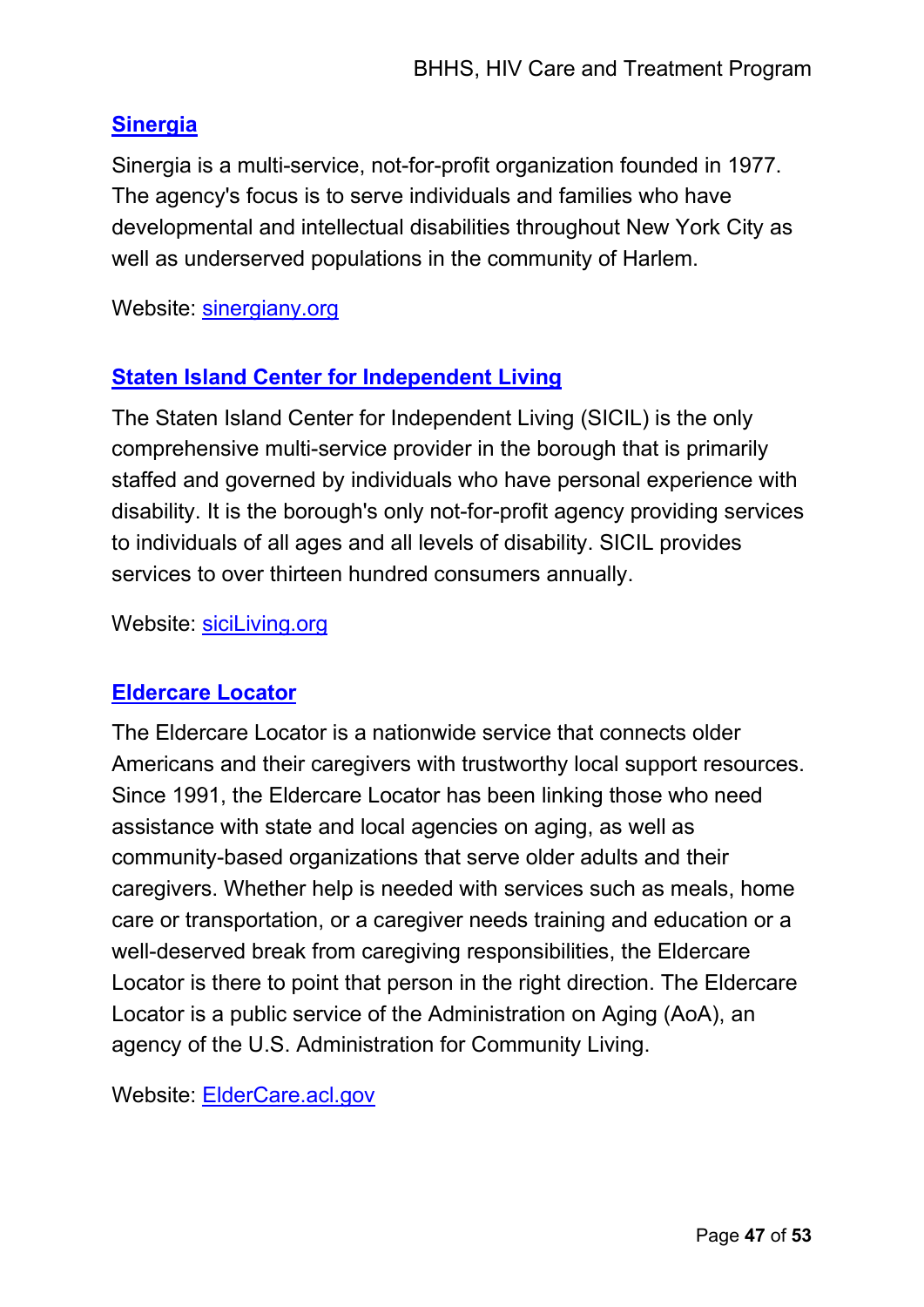### Sinergia

Sinergia is a multi-service, not-for-profit organization founded in 1977. The agency's focus is to serve individuals and families who have developmental and intellectual disabilities throughout New York City as well as underserved populations in the community of Harlem.

Website: sinergiany.org

### Staten Island Center for Independent Living

The Staten Island Center for Independent Living (SICIL) is the only comprehensive multi-service provider in the borough that is primarily staffed and governed by individuals who have personal experience with disability. It is the borough's only not-for-profit agency providing services to individuals of all ages and all levels of disability. SICIL provides services to over thirteen hundred consumers annually.

Website: siciLiving.org

### Eldercare Locator

The Eldercare Locator is a nationwide service that connects older Americans and their caregivers with trustworthy local support resources. Since 1991, the Eldercare Locator has been linking those who need assistance with state and local agencies on aging, as well as community-based organizations that serve older adults and their caregivers. Whether help is needed with services such as meals, home care or transportation, or a caregiver needs training and education or a well-deserved break from caregiving responsibilities, the Eldercare Locator is there to point that person in the right direction. The Eldercare Locator is a public service of the Administration on Aging (AoA), an agency of the U.S. Administration for Community Living.

Website: ElderCare.acl.gov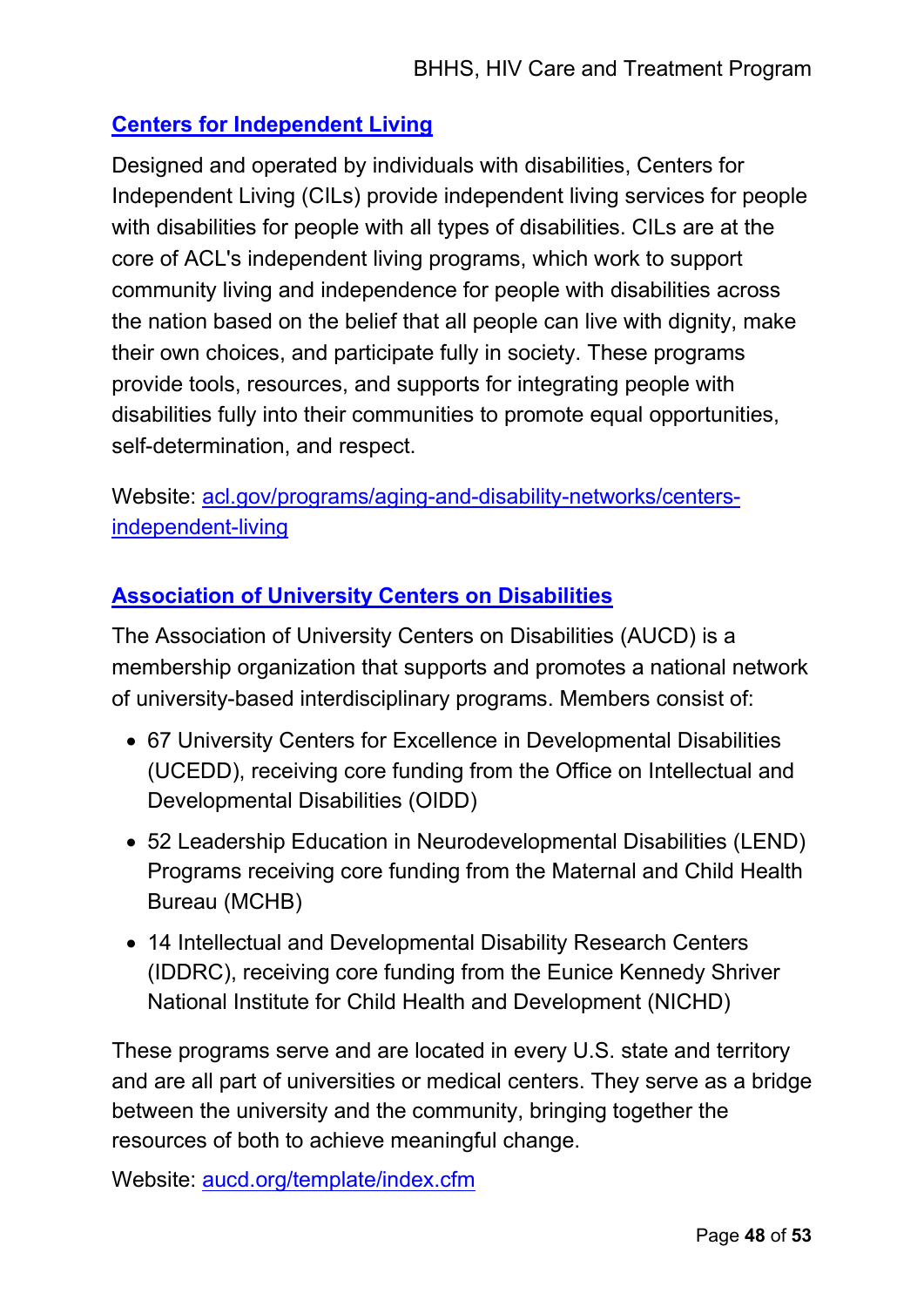### [Centers for Independent Living](acl.gov/programs/aging-and-disability-networks/centers-independent-living)

Designed and operated by individuals with disabilities, Centers for Independent Living (CILs) provide independent living services for people with disabilities for people with all types of disabilities. CILs are at the core of ACL's independent living programs, which work to support community living and independence for people with disabilities across the nation based on the belief that all people can live with dignity, make their own choices, and participate fully in society. These programs provide tools, resources, and supports for integrating people with disabilities fully into their communities to promote equal opportunities, self-determination, and respect.

Website: [acl.gov/programs/aging-and-disability-networks/centers-independent-living](acl.gov/programs/aging-and-disability-networks/centers-independent-living)

### [Association of University Centers on Disabilities](aucd.org/template/index.cfm)

The Association of University Centers on Disabilities (AUCD) is a membership organization that supports and promotes a national network of university-based interdisciplinary programs. Members consist of:

- 67 University Centers for Excellence in Developmental Disabilities (UCEDD), receiving core funding from the Office on Intellectual and Developmental Disabilities (OIDD)
- 52 Leadership Education in Neurodevelopmental Disabilities (LEND) Programs receiving core funding from the Maternal and Child Health Bureau (MCHB)
- 14 Intellectual and Developmental Disability Research Centers (IDDRC), receiving core funding from the Eunice Kennedy Shriver National Institute for Child Health and Development (NICHD)

These programs serve and are located in every U.S. state and territory and are all part of universities or medical centers. They serve as a bridge between the university and the community, bringing together the resources of both to achieve meaningful change.

Website: [aucd.org/template/index.cfm](aucd.org/template/index.cfm)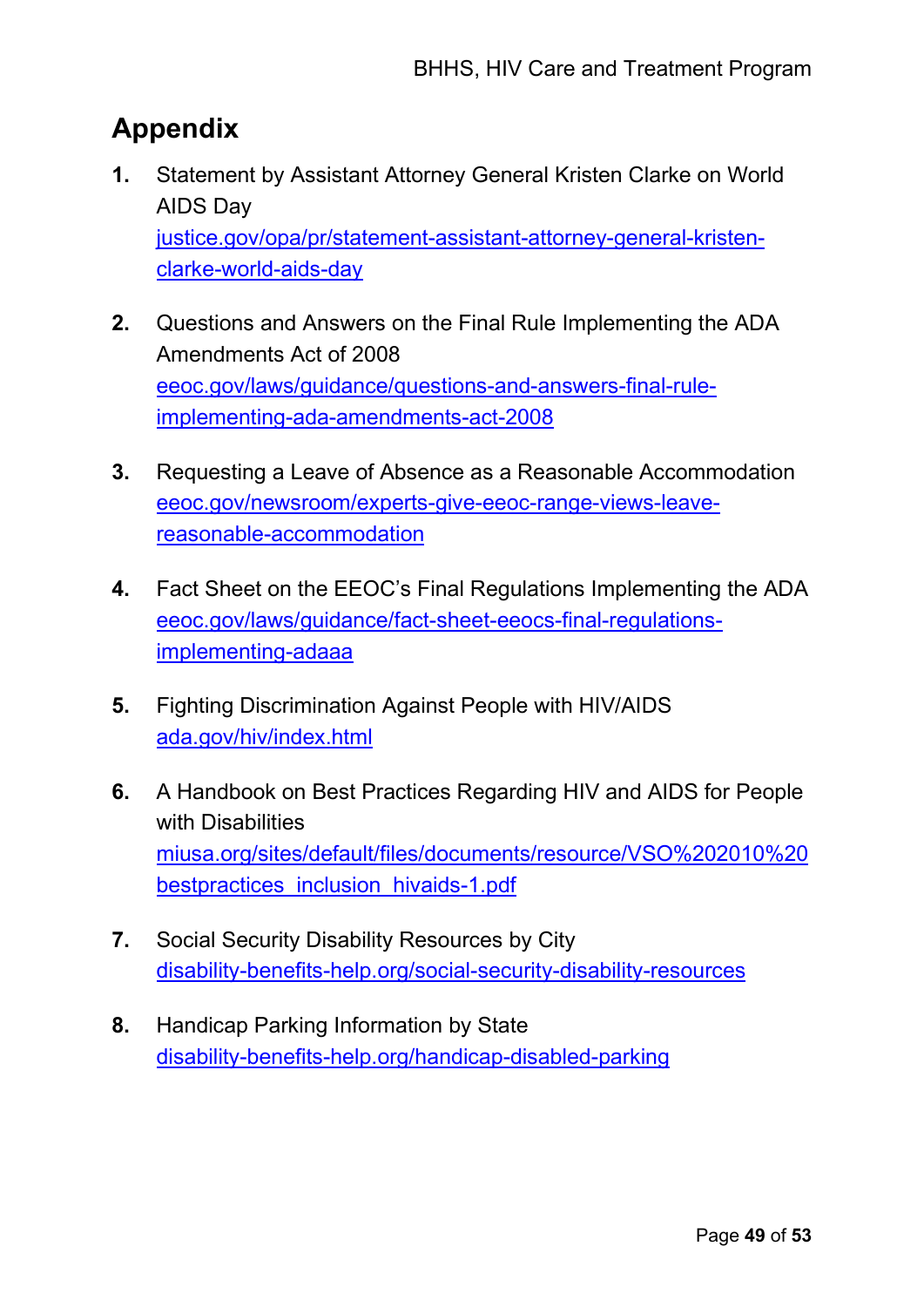# Appendix

1. Statement by Assistant Attorney General Kristen Clarke on World AIDS Day
   justice.gov/opa/pr/statement-assistant-attorney-general-kristen-clarke-world-aids-day

2. Questions and Answers on the Final Rule Implementing the ADA Amendments Act of 2008
   eeoc.gov/laws/guidance/questions-and-answers-final-rule-implementing-ada-amendments-act-2008

3. Requesting a Leave of Absence as a Reasonable Accommodation
   eeoc.gov/newsroom/experts-give-eeoc-range-views-leave-reasonable-accommodation

4. Fact Sheet on the EEOC's Final Regulations Implementing the ADA
   eeoc.gov/laws/guidance/fact-sheet-eeocs-final-regulations-implementing-adaaa

5. Fighting Discrimination Against People with HIV/AIDS
   ada.gov/hiv/index.html

6. A Handbook on Best Practices Regarding HIV and AIDS for People with Disabilities
   miusa.org/sites/default/files/documents/resource/VSO%202010%20bestpractices_inclusion_hivaids-1.pdf

7. Social Security Disability Resources by City
   disability-benefits-help.org/social-security-disability-resources

8. Handicap Parking Information by State
   disability-benefits-help.org/handicap-disabled-parking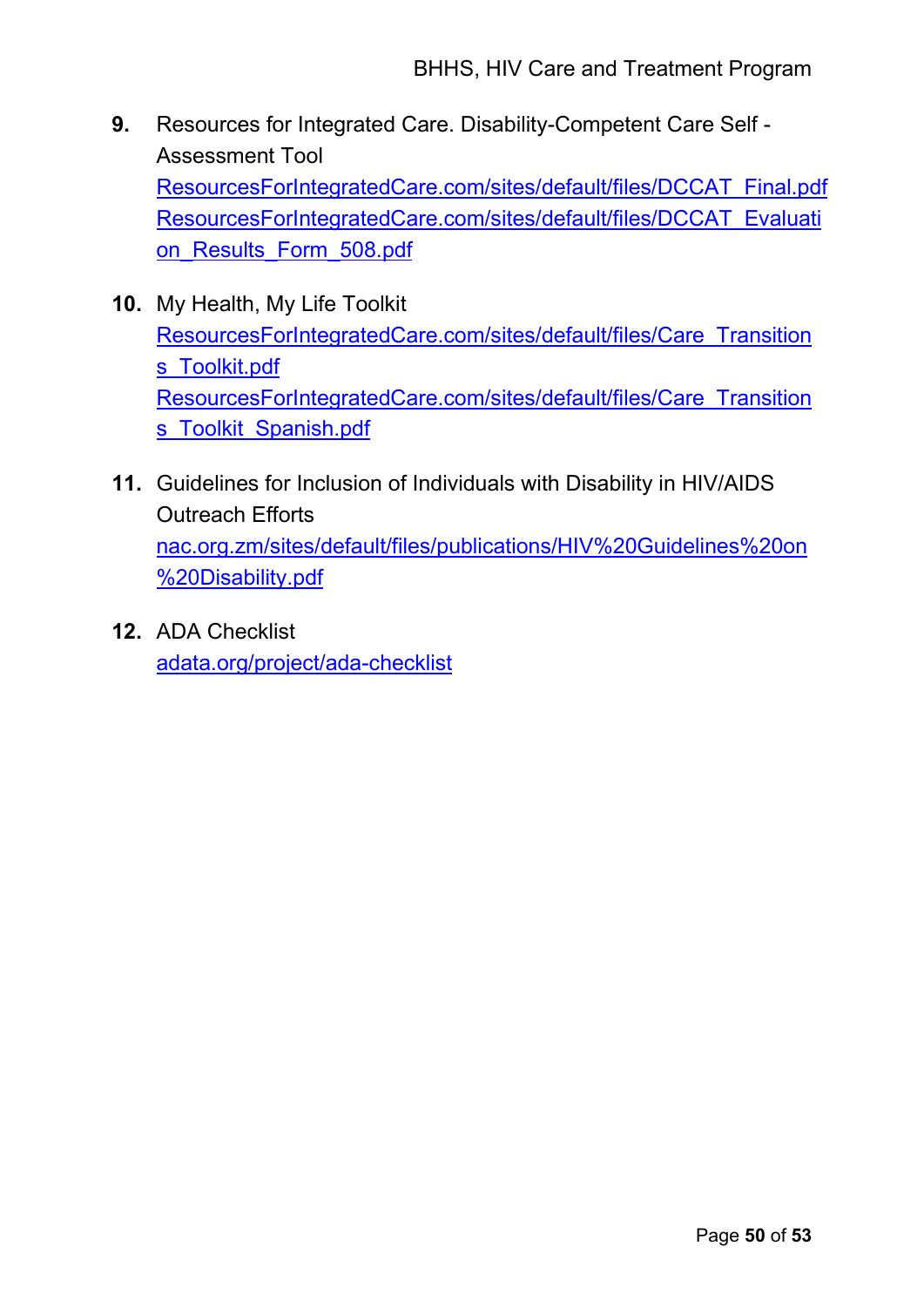9. Resources for Integrated Care. Disability-Competent Care Self - Assessment Tool
   ResourcesForIntegratedCare.com/sites/default/files/DCCAT_Final.pdf
   ResourcesForIntegratedCare.com/sites/default/files/DCCAT_Evaluation_Results_Form_508.pdf

10. My Health, My Life Toolkit
    ResourcesForIntegratedCare.com/sites/default/files/Care_Transitions_Toolkit.pdf
    ResourcesForIntegratedCare.com/sites/default/files/Care_Transitions_Toolkit_Spanish.pdf

11. Guidelines for Inclusion of Individuals with Disability in HIV/AIDS Outreach Efforts
    nac.org.zm/sites/default/files/publications/HIV%20Guidelines%20on%20Disability.pdf

12. ADA Checklist
    adata.org/project/ada-checklist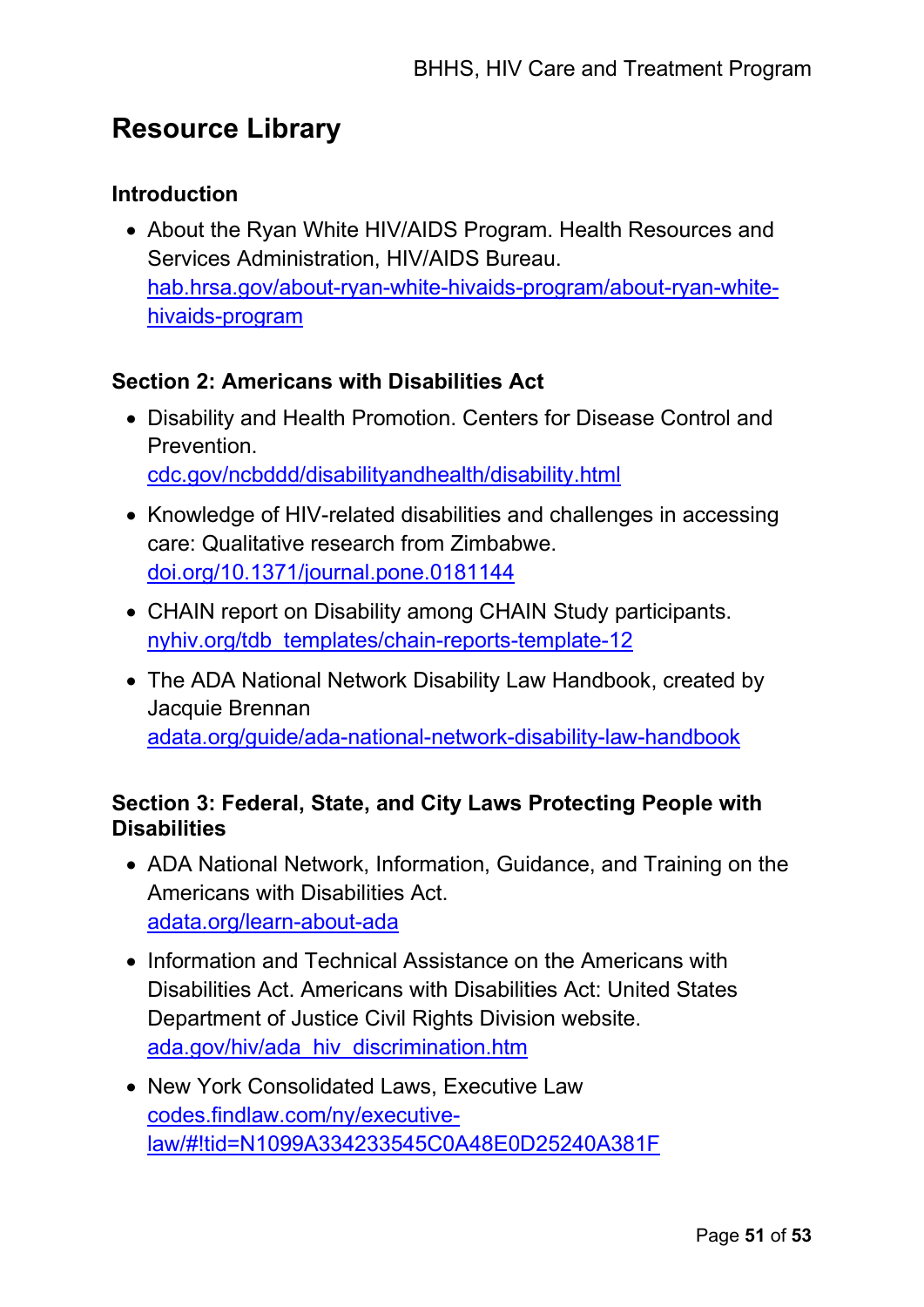# Resource Library

### Introduction

- About the Ryan White HIV/AIDS Program. Health Resources and Services Administration, HIV/AIDS Bureau. [hab.hrsa.gov/about-ryan-white-hivaids-program/about-ryan-white-hivaids-program](hab.hrsa.gov/about-ryan-white-hivaids-program/about-ryan-white-hivaids-program)

### Section 2: Americans with Disabilities Act

- Disability and Health Promotion. Centers for Disease Control and Prevention. [cdc.gov/ncbddd/disabilityandhealth/disability.html](cdc.gov/ncbddd/disabilityandhealth/disability.html)
- Knowledge of HIV-related disabilities and challenges in accessing care: Qualitative research from Zimbabwe. [doi.org/10.1371/journal.pone.0181144](doi.org/10.1371/journal.pone.0181144)
- CHAIN report on Disability among CHAIN Study participants. [nyhiv.org/tdb_templates/chain-reports-template-12](nyhiv.org/tdb_templates/chain-reports-template-12)
- The ADA National Network Disability Law Handbook, created by Jacquie Brennan [adata.org/guide/ada-national-network-disability-law-handbook](adata.org/guide/ada-national-network-disability-law-handbook)

### Section 3: Federal, State, and City Laws Protecting People with Disabilities

- ADA National Network, Information, Guidance, and Training on the Americans with Disabilities Act. [adata.org/learn-about-ada](adata.org/learn-about-ada)
- Information and Technical Assistance on the Americans with Disabilities Act. Americans with Disabilities Act: United States Department of Justice Civil Rights Division website. [ada.gov/hiv/ada_hiv_discrimination.htm](ada.gov/hiv/ada_hiv_discrimination.htm)
- New York Consolidated Laws, Executive Law [codes.findlaw.com/ny/executive-law/#!tid=N1099A334233545C0A48E0D25240A381F](codes.findlaw.com/ny/executive-law/#!tid=N1099A334233545C0A48E0D25240A381F)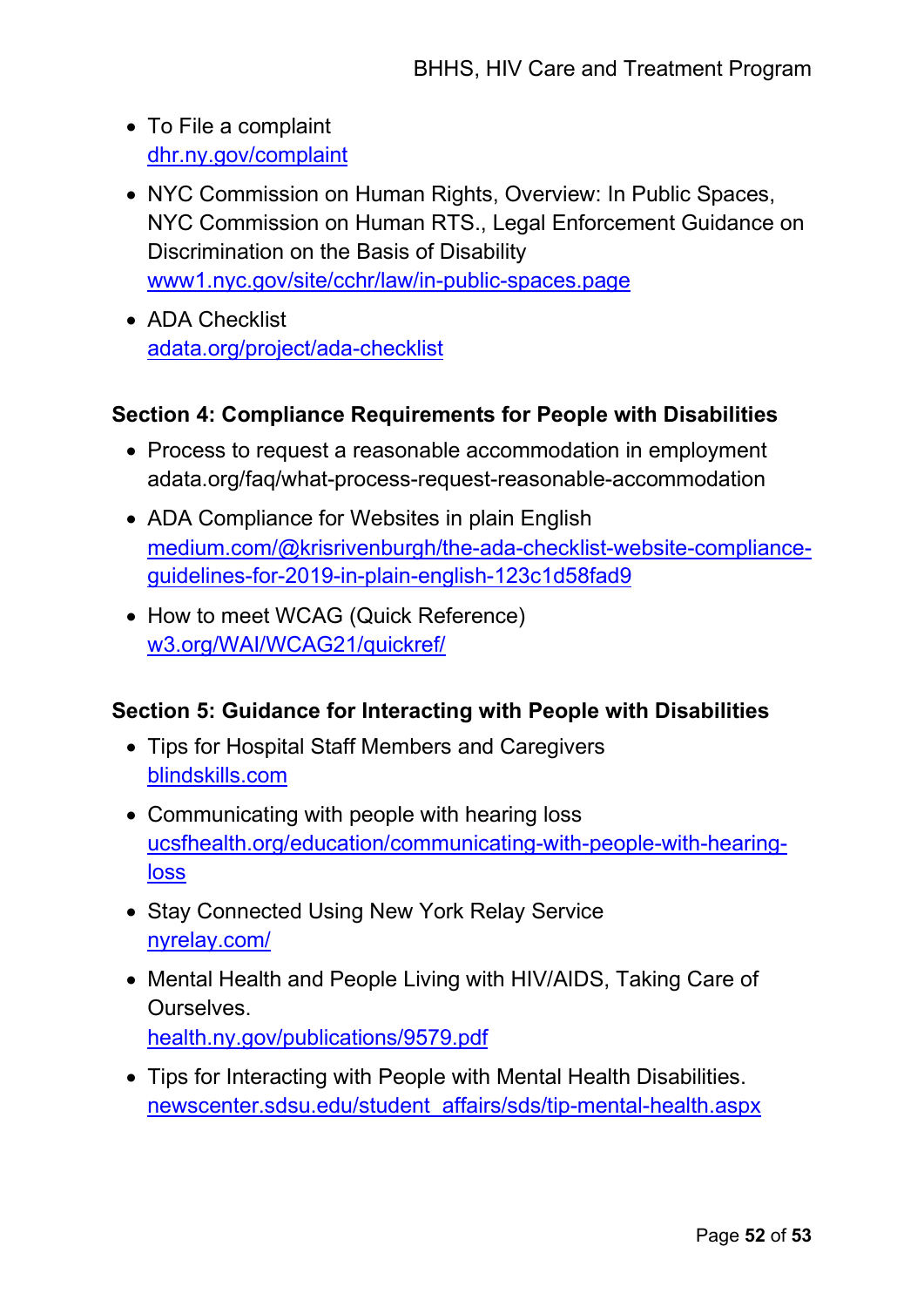- To File a complaint
  dhr.ny.gov/complaint
- NYC Commission on Human Rights, Overview: In Public Spaces, NYC Commission on Human RTS., Legal Enforcement Guidance on Discrimination on the Basis of Disability
  www1.nyc.gov/site/cchr/law/in-public-spaces.page
- ADA Checklist
  adata.org/project/ada-checklist

**Section 4: Compliance Requirements for People with Disabilities**

- Process to request a reasonable accommodation in employment adata.org/faq/what-process-request-reasonable-accommodation
- ADA Compliance for Websites in plain English
  medium.com/@krisrivenburgh/the-ada-checklist-website-compliance-guidelines-for-2019-in-plain-english-123c1d58fad9
- How to meet WCAG (Quick Reference)
  w3.org/WAI/WCAG21/quickref/

**Section 5: Guidance for Interacting with People with Disabilities**

- Tips for Hospital Staff Members and Caregivers
  blindskills.com
- Communicating with people with hearing loss
  ucsfhealth.org/education/communicating-with-people-with-hearing-loss
- Stay Connected Using New York Relay Service
  nyrelay.com/
- Mental Health and People Living with HIV/AIDS, Taking Care of Ourselves.
  health.ny.gov/publications/9579.pdf
- Tips for Interacting with People with Mental Health Disabilities.
  newscenter.sdsu.edu/student_affairs/sds/tip-mental-health.aspx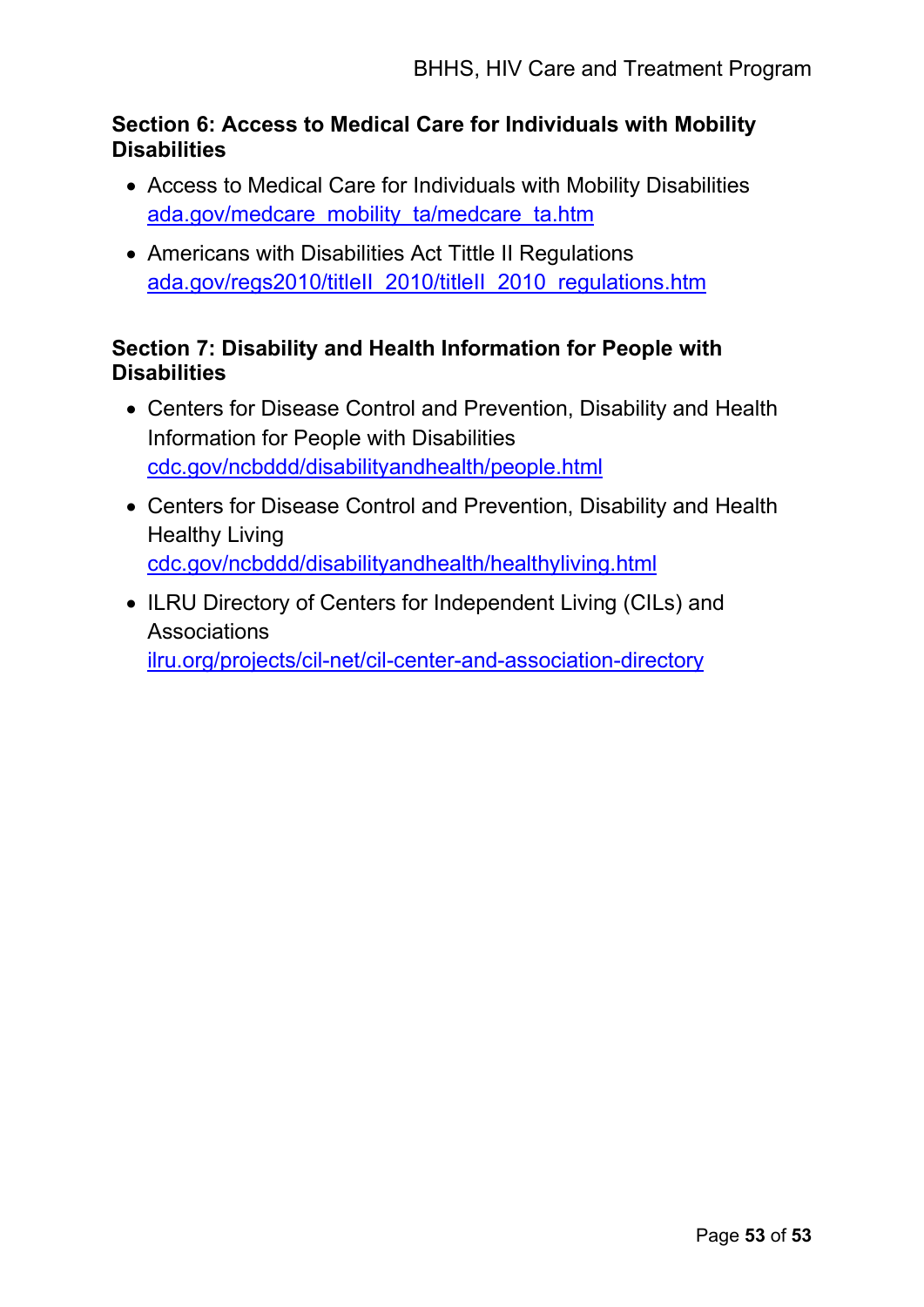## Section 6: Access to Medical Care for Individuals with Mobility Disabilities

- Access to Medical Care for Individuals with Mobility Disabilities
  ada.gov/medcare_mobility_ta/medcare_ta.htm
- Americans with Disabilities Act Tittle II Regulations
  ada.gov/regs2010/titleII_2010/titleII_2010_regulations.htm

## Section 7: Disability and Health Information for People with Disabilities

- Centers for Disease Control and Prevention, Disability and Health Information for People with Disabilities
  cdc.gov/ncbddd/disabilityandhealth/people.html
- Centers for Disease Control and Prevention, Disability and Health Healthy Living
  cdc.gov/ncbddd/disabilityandhealth/healthyliving.html
- ILRU Directory of Centers for Independent Living (CILs) and Associations
  ilru.org/projects/cil-net/cil-center-and-association-directory